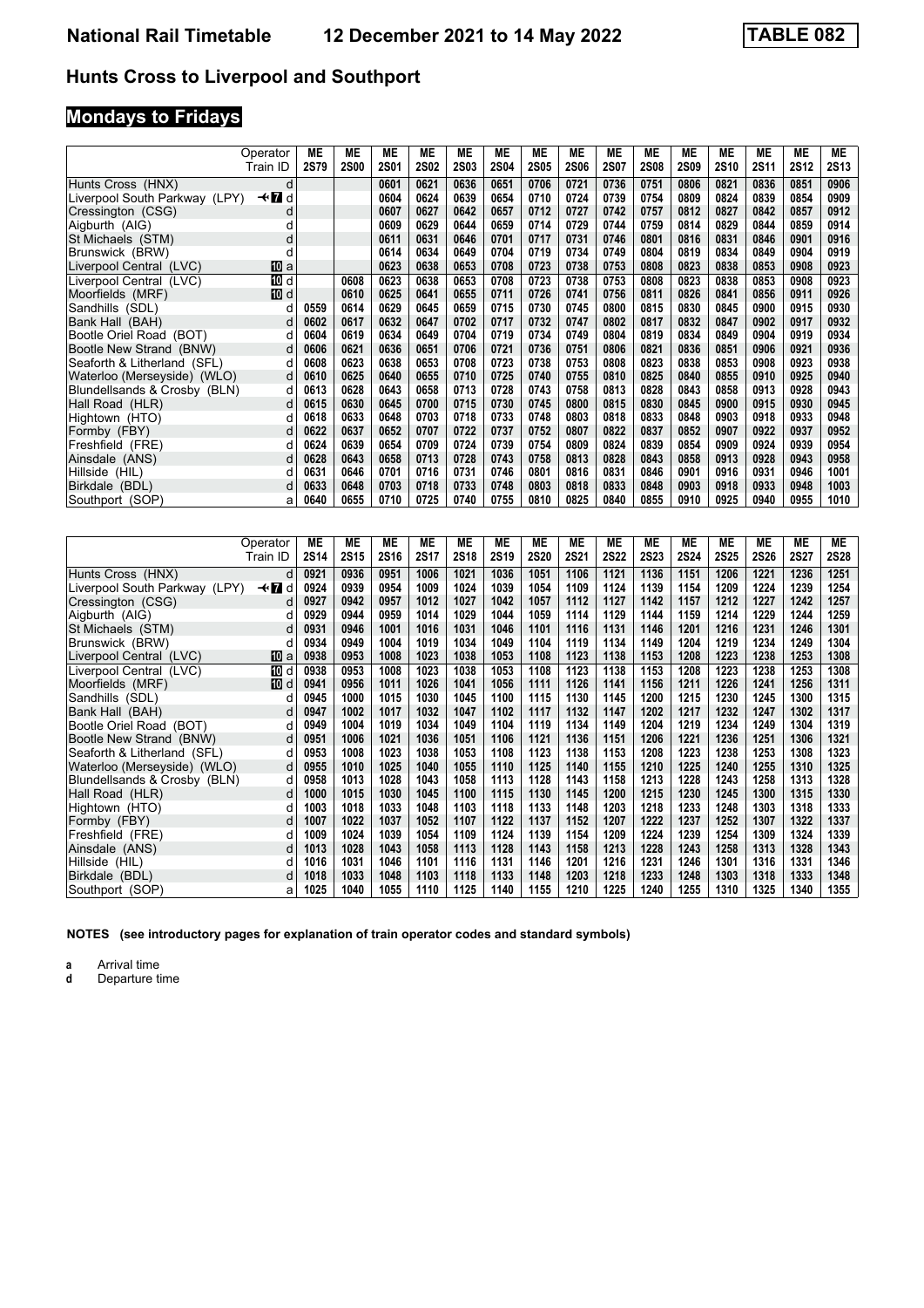# National Rail Timetable 12 December 2021 to 14 May 2022 TABLE 082

## Hunts Cross to Liverpool and Southport

### Mondays to Fridays

| Operator | | ME | ME | ME | ME | ME | ME | ME | ME | ME | ME | ME | ME | ME | ME | ME |
|---|---|---|---|---|---|---|---|---|---|---|---|---|---|---|---|---|
| Train ID | | 2S79 | 2S00 | 2S01 | 2S02 | 2S03 | 2S04 | 2S05 | 2S06 | 2S07 | 2S08 | 2S09 | 2S10 | 2S11 | 2S12 | 2S13 |
| Hunts Cross (HNX) | d | | | 0601 | 0621 | 0636 | 0651 | 0706 | 0721 | 0736 | 0751 | 0806 | 0821 | 0836 | 0851 | 0906 |
| Liverpool South Parkway (LPY) | ✈ 7 d | | | 0604 | 0624 | 0639 | 0654 | 0710 | 0724 | 0739 | 0754 | 0809 | 0824 | 0839 | 0854 | 0909 |
| Cressington (CSG) | d | | | 0607 | 0627 | 0642 | 0657 | 0712 | 0727 | 0742 | 0757 | 0812 | 0827 | 0842 | 0857 | 0912 |
| Aigburth (AIG) | d | | | 0609 | 0629 | 0644 | 0659 | 0714 | 0729 | 0744 | 0759 | 0814 | 0829 | 0844 | 0859 | 0914 |
| St Michaels (STM) | d | | | 0611 | 0631 | 0646 | 0701 | 0717 | 0731 | 0746 | 0801 | 0816 | 0831 | 0846 | 0901 | 0916 |
| Brunswick (BRW) | d | | | 0614 | 0634 | 0649 | 0704 | 0719 | 0734 | 0749 | 0804 | 0819 | 0834 | 0849 | 0904 | 0919 |
| Liverpool Central (LVC) | 10 a | | | 0623 | 0638 | 0653 | 0708 | 0723 | 0738 | 0753 | 0808 | 0823 | 0838 | 0853 | 0908 | 0923 |
| Liverpool Central (LVC) | 10 d | | 0608 | 0623 | 0638 | 0653 | 0708 | 0723 | 0738 | 0753 | 0808 | 0823 | 0838 | 0853 | 0908 | 0923 |
| Moorfields (MRF) | 10 d | | 0610 | 0625 | 0641 | 0655 | 0711 | 0726 | 0741 | 0756 | 0811 | 0826 | 0841 | 0856 | 0911 | 0926 |
| Sandhills (SDL) | d | 0559 | 0614 | 0629 | 0645 | 0659 | 0715 | 0730 | 0745 | 0800 | 0815 | 0830 | 0845 | 0900 | 0915 | 0930 |
| Bank Hall (BAH) | d | 0602 | 0617 | 0632 | 0647 | 0702 | 0717 | 0732 | 0747 | 0802 | 0817 | 0832 | 0847 | 0902 | 0917 | 0932 |
| Bootle Oriel Road (BOT) | d | 0604 | 0619 | 0634 | 0649 | 0704 | 0719 | 0734 | 0749 | 0804 | 0819 | 0834 | 0849 | 0904 | 0919 | 0934 |
| Bootle New Strand (BNW) | d | 0606 | 0621 | 0636 | 0651 | 0706 | 0721 | 0736 | 0751 | 0806 | 0821 | 0836 | 0851 | 0906 | 0921 | 0936 |
| Seaforth & Litherland (SFL) | d | 0608 | 0623 | 0638 | 0653 | 0708 | 0723 | 0738 | 0753 | 0808 | 0823 | 0838 | 0853 | 0908 | 0923 | 0938 |
| Waterloo (Merseyside) (WLO) | d | 0610 | 0625 | 0640 | 0655 | 0710 | 0725 | 0740 | 0755 | 0810 | 0825 | 0840 | 0855 | 0910 | 0925 | 0940 |
| Blundellsands & Crosby (BLN) | d | 0613 | 0628 | 0643 | 0658 | 0713 | 0728 | 0743 | 0758 | 0813 | 0828 | 0843 | 0858 | 0913 | 0928 | 0943 |
| Hall Road (HLR) | d | 0615 | 0630 | 0645 | 0700 | 0715 | 0730 | 0745 | 0800 | 0815 | 0830 | 0845 | 0900 | 0915 | 0930 | 0945 |
| Hightown (HTO) | d | 0618 | 0633 | 0648 | 0703 | 0718 | 0733 | 0748 | 0803 | 0818 | 0833 | 0848 | 0903 | 0918 | 0933 | 0948 |
| Formby (FBY) | d | 0622 | 0637 | 0652 | 0707 | 0722 | 0737 | 0752 | 0807 | 0822 | 0837 | 0852 | 0907 | 0922 | 0937 | 0952 |
| Freshfield (FRE) | d | 0624 | 0639 | 0654 | 0709 | 0724 | 0739 | 0754 | 0809 | 0824 | 0839 | 0854 | 0909 | 0924 | 0939 | 0954 |
| Ainsdale (ANS) | d | 0628 | 0643 | 0658 | 0713 | 0728 | 0743 | 0758 | 0813 | 0828 | 0843 | 0858 | 0913 | 0928 | 0943 | 0958 |
| Hillside (HIL) | d | 0631 | 0646 | 0701 | 0716 | 0731 | 0746 | 0801 | 0816 | 0831 | 0846 | 0901 | 0916 | 0931 | 0946 | 1001 |
| Birkdale (BDL) | d | 0633 | 0648 | 0703 | 0718 | 0733 | 0748 | 0803 | 0818 | 0833 | 0848 | 0903 | 0918 | 0933 | 0948 | 1003 |
| Southport (SOP) | a | 0640 | 0655 | 0710 | 0725 | 0740 | 0755 | 0810 | 0825 | 0840 | 0855 | 0910 | 0925 | 0940 | 0955 | 1010 |

| Operator | | ME | ME | ME | ME | ME | ME | ME | ME | ME | ME | ME | ME | ME | ME | ME |
|---|---|---|---|---|---|---|---|---|---|---|---|---|---|---|---|---|
| Train ID | | 2S14 | 2S15 | 2S16 | 2S17 | 2S18 | 2S19 | 2S20 | 2S21 | 2S22 | 2S23 | 2S24 | 2S25 | 2S26 | 2S27 | 2S28 |
| Hunts Cross (HNX) | d | 0921 | 0936 | 0951 | 1006 | 1021 | 1036 | 1051 | 1106 | 1121 | 1136 | 1151 | 1206 | 1221 | 1236 | 1251 |
| Liverpool South Parkway (LPY) | ✈ 7 d | 0924 | 0939 | 0954 | 1009 | 1024 | 1039 | 1054 | 1109 | 1124 | 1139 | 1154 | 1209 | 1224 | 1239 | 1254 |
| Cressington (CSG) | d | 0927 | 0942 | 0957 | 1012 | 1027 | 1042 | 1057 | 1112 | 1127 | 1142 | 1157 | 1212 | 1227 | 1242 | 1257 |
| Aigburth (AIG) | d | 0929 | 0944 | 0959 | 1014 | 1029 | 1044 | 1059 | 1114 | 1129 | 1144 | 1159 | 1214 | 1229 | 1244 | 1259 |
| St Michaels (STM) | d | 0931 | 0946 | 1001 | 1016 | 1031 | 1046 | 1101 | 1116 | 1131 | 1146 | 1201 | 1216 | 1231 | 1246 | 1301 |
| Brunswick (BRW) | d | 0934 | 0949 | 1004 | 1019 | 1034 | 1049 | 1104 | 1119 | 1134 | 1149 | 1204 | 1219 | 1234 | 1249 | 1304 |
| Liverpool Central (LVC) | 10 a | 0938 | 0953 | 1008 | 1023 | 1038 | 1053 | 1108 | 1123 | 1138 | 1153 | 1208 | 1223 | 1238 | 1253 | 1308 |
| Liverpool Central (LVC) | 10 d | 0938 | 0953 | 1008 | 1023 | 1038 | 1053 | 1108 | 1123 | 1138 | 1153 | 1208 | 1223 | 1238 | 1253 | 1308 |
| Moorfields (MRF) | 10 d | 0941 | 0956 | 1011 | 1026 | 1041 | 1056 | 1111 | 1126 | 1141 | 1156 | 1211 | 1226 | 1241 | 1256 | 1311 |
| Sandhills (SDL) | d | 0945 | 1000 | 1015 | 1030 | 1045 | 1100 | 1115 | 1130 | 1145 | 1200 | 1215 | 1230 | 1245 | 1300 | 1315 |
| Bank Hall (BAH) | d | 0947 | 1002 | 1017 | 1032 | 1047 | 1102 | 1117 | 1132 | 1147 | 1202 | 1217 | 1232 | 1247 | 1302 | 1317 |
| Bootle Oriel Road (BOT) | d | 0949 | 1004 | 1019 | 1034 | 1049 | 1104 | 1119 | 1134 | 1149 | 1204 | 1219 | 1234 | 1249 | 1304 | 1319 |
| Bootle New Strand (BNW) | d | 0951 | 1006 | 1021 | 1036 | 1051 | 1106 | 1121 | 1136 | 1151 | 1206 | 1221 | 1236 | 1251 | 1306 | 1321 |
| Seaforth & Litherland (SFL) | d | 0953 | 1008 | 1023 | 1038 | 1053 | 1108 | 1123 | 1138 | 1153 | 1208 | 1223 | 1238 | 1253 | 1308 | 1323 |
| Waterloo (Merseyside) (WLO) | d | 0955 | 1010 | 1025 | 1040 | 1055 | 1110 | 1125 | 1140 | 1155 | 1210 | 1225 | 1240 | 1255 | 1310 | 1325 |
| Blundellsands & Crosby (BLN) | d | 0958 | 1013 | 1028 | 1043 | 1058 | 1113 | 1128 | 1143 | 1158 | 1213 | 1228 | 1243 | 1258 | 1313 | 1328 |
| Hall Road (HLR) | d | 1000 | 1015 | 1030 | 1045 | 1100 | 1115 | 1130 | 1145 | 1200 | 1215 | 1230 | 1245 | 1300 | 1315 | 1330 |
| Hightown (HTO) | d | 1003 | 1018 | 1033 | 1048 | 1103 | 1118 | 1133 | 1148 | 1203 | 1218 | 1233 | 1248 | 1303 | 1318 | 1333 |
| Formby (FBY) | d | 1007 | 1022 | 1037 | 1052 | 1107 | 1122 | 1137 | 1152 | 1207 | 1222 | 1237 | 1252 | 1307 | 1322 | 1337 |
| Freshfield (FRE) | d | 1009 | 1024 | 1039 | 1054 | 1109 | 1124 | 1139 | 1154 | 1209 | 1224 | 1239 | 1254 | 1309 | 1324 | 1339 |
| Ainsdale (ANS) | d | 1013 | 1028 | 1043 | 1058 | 1113 | 1128 | 1143 | 1158 | 1213 | 1228 | 1243 | 1258 | 1313 | 1328 | 1343 |
| Hillside (HIL) | d | 1016 | 1031 | 1046 | 1101 | 1116 | 1131 | 1146 | 1201 | 1216 | 1231 | 1246 | 1301 | 1316 | 1331 | 1346 |
| Birkdale (BDL) | d | 1018 | 1033 | 1048 | 1103 | 1118 | 1133 | 1148 | 1203 | 1218 | 1233 | 1248 | 1303 | 1318 | 1333 | 1348 |
| Southport (SOP) | a | 1025 | 1040 | 1055 | 1110 | 1125 | 1140 | 1155 | 1210 | 1225 | 1240 | 1255 | 1310 | 1325 | 1340 | 1355 |

**NOTES (see introductory pages for explanation of train operator codes and standard symbols)**

**a** Arrival time
**d** Departure time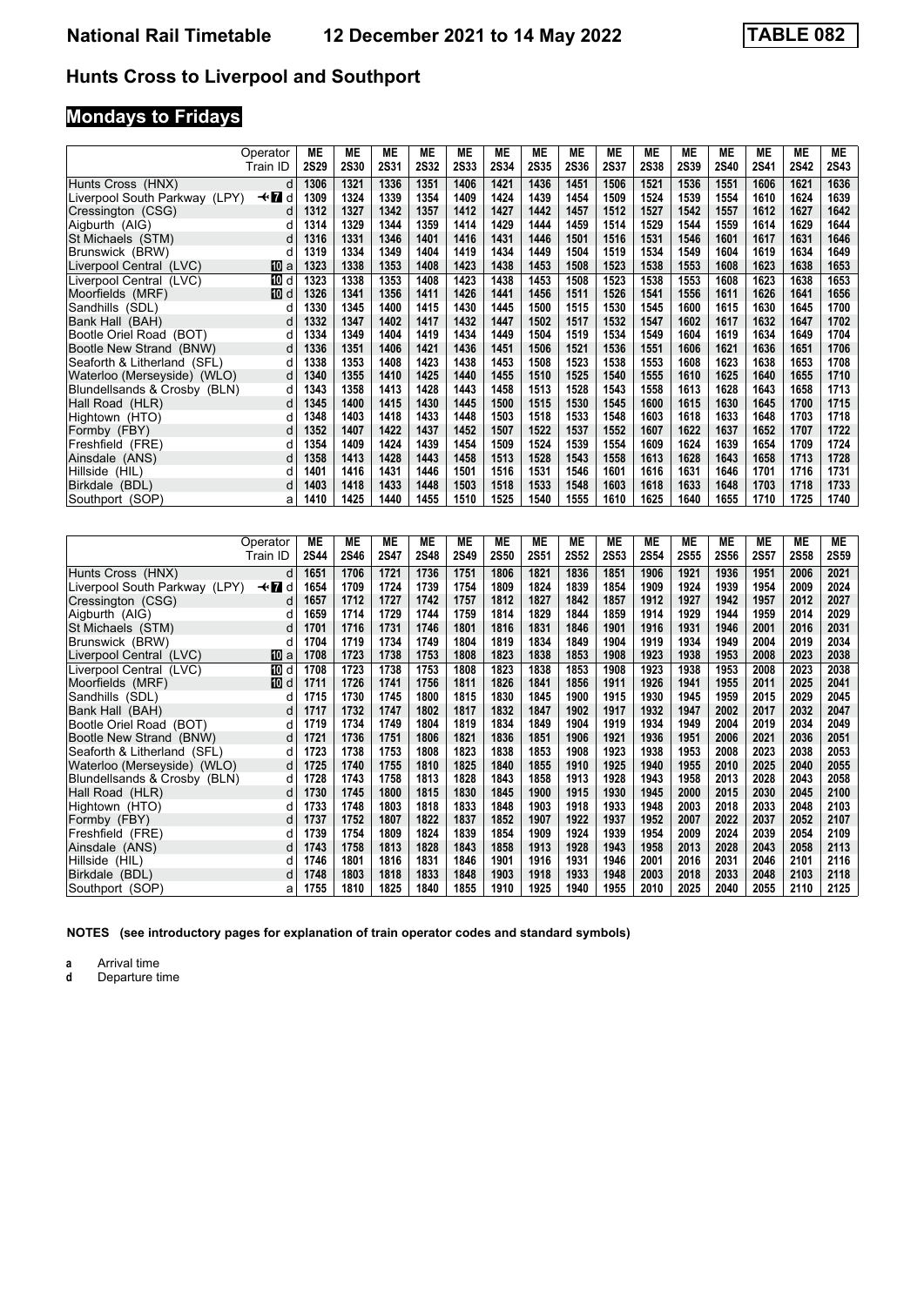## Hunts Cross to Liverpool and Southport

### Mondays to Fridays

| Operator | | ME | ME | ME | ME | ME | ME | ME | ME | ME | ME | ME | ME | ME | ME | ME |
|---|---|---|---|---|---|---|---|---|---|---|---|---|---|---|---|---|
| Train ID | | 2S29 | 2S30 | 2S31 | 2S32 | 2S33 | 2S34 | 2S35 | 2S36 | 2S37 | 2S38 | 2S39 | 2S40 | 2S41 | 2S42 | 2S43 |
| Hunts Cross (HNX) | d | 1306 | 1321 | 1336 | 1351 | 1406 | 1421 | 1436 | 1451 | 1506 | 1521 | 1536 | 1551 | 1606 | 1621 | 1636 |
| Liverpool South Parkway (LPY) | ✈ 7 d | 1309 | 1324 | 1339 | 1354 | 1409 | 1424 | 1439 | 1454 | 1509 | 1524 | 1539 | 1554 | 1610 | 1624 | 1639 |
| Cressington (CSG) | d | 1312 | 1327 | 1342 | 1357 | 1412 | 1427 | 1442 | 1457 | 1512 | 1527 | 1542 | 1557 | 1612 | 1627 | 1642 |
| Aigburth (AIG) | d | 1314 | 1329 | 1344 | 1359 | 1414 | 1429 | 1444 | 1459 | 1514 | 1529 | 1544 | 1559 | 1614 | 1629 | 1644 |
| St Michaels (STM) | d | 1316 | 1331 | 1346 | 1401 | 1416 | 1431 | 1446 | 1501 | 1516 | 1531 | 1546 | 1601 | 1617 | 1631 | 1646 |
| Brunswick (BRW) | d | 1319 | 1334 | 1349 | 1404 | 1419 | 1434 | 1449 | 1504 | 1519 | 1534 | 1549 | 1604 | 1619 | 1634 | 1649 |
| Liverpool Central (LVC) | 10 a | 1323 | 1338 | 1353 | 1408 | 1423 | 1438 | 1453 | 1508 | 1523 | 1538 | 1553 | 1608 | 1623 | 1638 | 1653 |
| Liverpool Central (LVC) | 10 d | 1323 | 1338 | 1353 | 1408 | 1423 | 1438 | 1453 | 1508 | 1523 | 1538 | 1553 | 1608 | 1623 | 1638 | 1653 |
| Moorfields (MRF) | 10 d | 1326 | 1341 | 1356 | 1411 | 1426 | 1441 | 1456 | 1511 | 1526 | 1541 | 1556 | 1611 | 1626 | 1641 | 1656 |
| Sandhills (SDL) | d | 1330 | 1345 | 1400 | 1415 | 1430 | 1445 | 1500 | 1515 | 1530 | 1545 | 1600 | 1615 | 1630 | 1645 | 1700 |
| Bank Hall (BAH) | d | 1332 | 1347 | 1402 | 1417 | 1432 | 1447 | 1502 | 1517 | 1532 | 1547 | 1602 | 1617 | 1632 | 1647 | 1702 |
| Bootle Oriel Road (BOT) | d | 1334 | 1349 | 1404 | 1419 | 1434 | 1449 | 1504 | 1519 | 1534 | 1549 | 1604 | 1619 | 1634 | 1649 | 1704 |
| Bootle New Strand (BNW) | d | 1336 | 1351 | 1406 | 1421 | 1436 | 1451 | 1506 | 1521 | 1536 | 1551 | 1606 | 1621 | 1636 | 1651 | 1706 |
| Seaforth & Litherland (SFL) | d | 1338 | 1353 | 1408 | 1423 | 1438 | 1453 | 1508 | 1523 | 1538 | 1553 | 1608 | 1623 | 1638 | 1653 | 1708 |
| Waterloo (Merseyside) (WLO) | d | 1340 | 1355 | 1410 | 1425 | 1440 | 1455 | 1510 | 1525 | 1540 | 1555 | 1610 | 1625 | 1640 | 1655 | 1710 |
| Blundellsands & Crosby (BLN) | d | 1343 | 1358 | 1413 | 1428 | 1443 | 1458 | 1513 | 1528 | 1543 | 1558 | 1613 | 1628 | 1643 | 1658 | 1713 |
| Hall Road (HLR) | d | 1345 | 1400 | 1415 | 1430 | 1445 | 1500 | 1515 | 1530 | 1545 | 1600 | 1615 | 1630 | 1645 | 1700 | 1715 |
| Hightown (HTO) | d | 1348 | 1403 | 1418 | 1433 | 1448 | 1503 | 1518 | 1533 | 1548 | 1603 | 1618 | 1633 | 1648 | 1703 | 1718 |
| Formby (FBY) | d | 1352 | 1407 | 1422 | 1437 | 1452 | 1507 | 1522 | 1537 | 1552 | 1607 | 1622 | 1637 | 1652 | 1707 | 1722 |
| Freshfield (FRE) | d | 1354 | 1409 | 1424 | 1439 | 1454 | 1509 | 1524 | 1539 | 1554 | 1609 | 1624 | 1639 | 1654 | 1709 | 1724 |
| Ainsdale (ANS) | d | 1358 | 1413 | 1428 | 1443 | 1458 | 1513 | 1528 | 1543 | 1558 | 1613 | 1628 | 1643 | 1658 | 1713 | 1728 |
| Hillside (HIL) | d | 1401 | 1416 | 1431 | 1446 | 1501 | 1516 | 1531 | 1546 | 1601 | 1616 | 1631 | 1646 | 1701 | 1716 | 1731 |
| Birkdale (BDL) | d | 1403 | 1418 | 1433 | 1448 | 1503 | 1518 | 1533 | 1548 | 1603 | 1618 | 1633 | 1648 | 1703 | 1718 | 1733 |
| Southport (SOP) | a | 1410 | 1425 | 1440 | 1455 | 1510 | 1525 | 1540 | 1555 | 1610 | 1625 | 1640 | 1655 | 1710 | 1725 | 1740 |

| Operator | | ME | ME | ME | ME | ME | ME | ME | ME | ME | ME | ME | ME | ME | ME | ME |
|---|---|---|---|---|---|---|---|---|---|---|---|---|---|---|---|---|
| Train ID | | 2S44 | 2S46 | 2S47 | 2S48 | 2S49 | 2S50 | 2S51 | 2S52 | 2S53 | 2S54 | 2S55 | 2S56 | 2S57 | 2S58 | 2S59 |
| Hunts Cross (HNX) | d | 1651 | 1706 | 1721 | 1736 | 1751 | 1806 | 1821 | 1836 | 1851 | 1906 | 1921 | 1936 | 1951 | 2006 | 2021 |
| Liverpool South Parkway (LPY) | ✈ 7 d | 1654 | 1709 | 1724 | 1739 | 1754 | 1809 | 1824 | 1839 | 1854 | 1909 | 1924 | 1939 | 1954 | 2009 | 2024 |
| Cressington (CSG) | d | 1657 | 1712 | 1727 | 1742 | 1757 | 1812 | 1827 | 1842 | 1857 | 1912 | 1927 | 1942 | 1957 | 2012 | 2027 |
| Aigburth (AIG) | d | 1659 | 1714 | 1729 | 1744 | 1759 | 1814 | 1829 | 1844 | 1859 | 1914 | 1929 | 1944 | 1959 | 2014 | 2029 |
| St Michaels (STM) | d | 1701 | 1716 | 1731 | 1746 | 1801 | 1816 | 1831 | 1846 | 1901 | 1916 | 1931 | 1946 | 2001 | 2016 | 2031 |
| Brunswick (BRW) | d | 1704 | 1719 | 1734 | 1749 | 1804 | 1819 | 1834 | 1849 | 1904 | 1919 | 1934 | 1949 | 2004 | 2019 | 2034 |
| Liverpool Central (LVC) | 10 a | 1708 | 1723 | 1738 | 1753 | 1808 | 1823 | 1838 | 1853 | 1908 | 1923 | 1938 | 1953 | 2008 | 2023 | 2038 |
| Liverpool Central (LVC) | 10 d | 1708 | 1723 | 1738 | 1753 | 1808 | 1823 | 1838 | 1853 | 1908 | 1923 | 1938 | 1953 | 2008 | 2023 | 2038 |
| Moorfields (MRF) | 10 d | 1711 | 1726 | 1741 | 1756 | 1811 | 1826 | 1841 | 1856 | 1911 | 1926 | 1941 | 1955 | 2011 | 2025 | 2041 |
| Sandhills (SDL) | d | 1715 | 1730 | 1745 | 1800 | 1815 | 1830 | 1845 | 1900 | 1915 | 1930 | 1945 | 1959 | 2015 | 2029 | 2045 |
| Bank Hall (BAH) | d | 1717 | 1732 | 1747 | 1802 | 1817 | 1832 | 1847 | 1902 | 1917 | 1932 | 1947 | 2002 | 2017 | 2032 | 2047 |
| Bootle Oriel Road (BOT) | d | 1719 | 1734 | 1749 | 1804 | 1819 | 1834 | 1849 | 1904 | 1919 | 1934 | 1949 | 2004 | 2019 | 2034 | 2049 |
| Bootle New Strand (BNW) | d | 1721 | 1736 | 1751 | 1806 | 1821 | 1836 | 1851 | 1906 | 1921 | 1936 | 1951 | 2006 | 2021 | 2036 | 2051 |
| Seaforth & Litherland (SFL) | d | 1723 | 1738 | 1753 | 1808 | 1823 | 1838 | 1853 | 1908 | 1923 | 1938 | 1953 | 2008 | 2023 | 2038 | 2053 |
| Waterloo (Merseyside) (WLO) | d | 1725 | 1740 | 1755 | 1810 | 1825 | 1840 | 1855 | 1910 | 1925 | 1940 | 1955 | 2010 | 2025 | 2040 | 2055 |
| Blundellsands & Crosby (BLN) | d | 1728 | 1743 | 1758 | 1813 | 1828 | 1843 | 1858 | 1913 | 1928 | 1943 | 1958 | 2013 | 2028 | 2043 | 2058 |
| Hall Road (HLR) | d | 1730 | 1745 | 1800 | 1815 | 1830 | 1845 | 1900 | 1915 | 1930 | 1945 | 2000 | 2015 | 2030 | 2045 | 2100 |
| Hightown (HTO) | d | 1733 | 1748 | 1803 | 1818 | 1833 | 1848 | 1903 | 1918 | 1933 | 1948 | 2003 | 2018 | 2033 | 2048 | 2103 |
| Formby (FBY) | d | 1737 | 1752 | 1807 | 1822 | 1837 | 1852 | 1907 | 1922 | 1937 | 1952 | 2007 | 2022 | 2037 | 2052 | 2107 |
| Freshfield (FRE) | d | 1739 | 1754 | 1809 | 1824 | 1839 | 1854 | 1909 | 1924 | 1939 | 1954 | 2009 | 2024 | 2039 | 2054 | 2109 |
| Ainsdale (ANS) | d | 1743 | 1758 | 1813 | 1828 | 1843 | 1858 | 1913 | 1928 | 1943 | 1958 | 2013 | 2028 | 2043 | 2058 | 2113 |
| Hillside (HIL) | d | 1746 | 1801 | 1816 | 1831 | 1846 | 1901 | 1916 | 1931 | 1946 | 2001 | 2016 | 2031 | 2046 | 2101 | 2116 |
| Birkdale (BDL) | d | 1748 | 1803 | 1818 | 1833 | 1848 | 1903 | 1918 | 1933 | 1948 | 2003 | 2018 | 2033 | 2048 | 2103 | 2118 |
| Southport (SOP) | a | 1755 | 1810 | 1825 | 1840 | 1855 | 1910 | 1925 | 1940 | 1955 | 2010 | 2025 | 2040 | 2055 | 2110 | 2125 |

**NOTES (see introductory pages for explanation of train operator codes and standard symbols)**

**a** Arrival time
**d** Departure time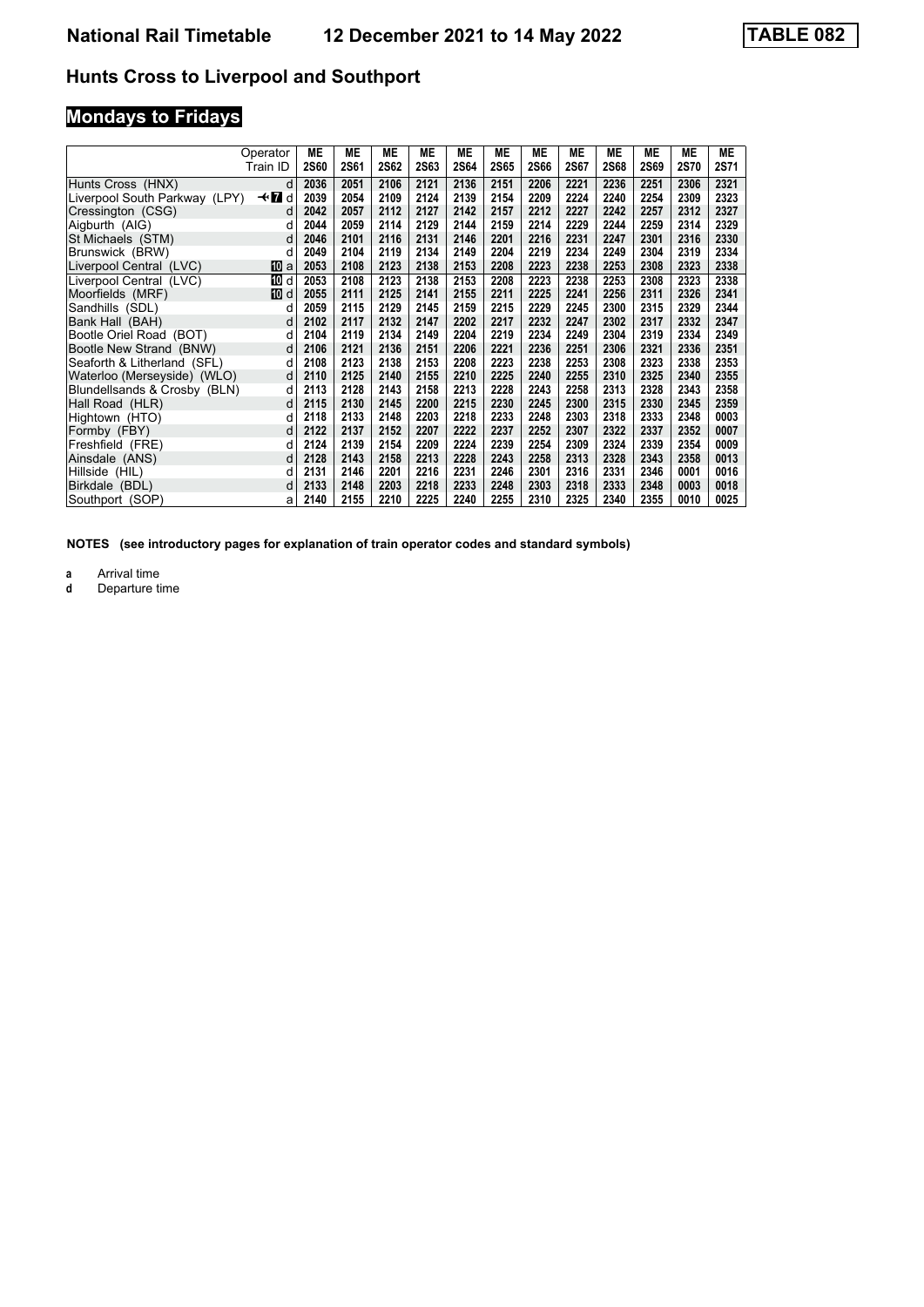# National Rail Timetable 12 December 2021 to 14 May 2022 TABLE 082

## Hunts Cross to Liverpool and Southport

### Mondays to Fridays

| | Operator | ME | ME | ME | ME | ME | ME | ME | ME | ME | ME | ME | ME |
|---|---|---|---|---|---|---|---|---|---|---|---|---|---|
| | Train ID | 2S60 | 2S61 | 2S62 | 2S63 | 2S64 | 2S65 | 2S66 | 2S67 | 2S68 | 2S69 | 2S70 | 2S71 |
| Hunts Cross (HNX) | d | 2036 | 2051 | 2106 | 2121 | 2136 | 2151 | 2206 | 2221 | 2236 | 2251 | 2306 | 2321 |
| Liverpool South Parkway (LPY) | ✈ 7 d | 2039 | 2054 | 2109 | 2124 | 2139 | 2154 | 2209 | 2224 | 2240 | 2254 | 2309 | 2323 |
| Cressington (CSG) | d | 2042 | 2057 | 2112 | 2127 | 2142 | 2157 | 2212 | 2227 | 2242 | 2257 | 2312 | 2327 |
| Aigburth (AIG) | d | 2044 | 2059 | 2114 | 2129 | 2144 | 2159 | 2214 | 2229 | 2244 | 2259 | 2314 | 2329 |
| St Michaels (STM) | d | 2046 | 2101 | 2116 | 2131 | 2146 | 2201 | 2216 | 2231 | 2247 | 2301 | 2316 | 2330 |
| Brunswick (BRW) | d | 2049 | 2104 | 2119 | 2134 | 2149 | 2204 | 2219 | 2234 | 2249 | 2304 | 2319 | 2334 |
| Liverpool Central (LVC) | 10 a | 2053 | 2108 | 2123 | 2138 | 2153 | 2208 | 2223 | 2238 | 2253 | 2308 | 2323 | 2338 |
| Liverpool Central (LVC) | 10 d | 2053 | 2108 | 2123 | 2138 | 2153 | 2208 | 2223 | 2238 | 2253 | 2308 | 2323 | 2338 |
| Moorfields (MRF) | 10 d | 2055 | 2111 | 2125 | 2141 | 2155 | 2211 | 2225 | 2241 | 2256 | 2311 | 2326 | 2341 |
| Sandhills (SDL) | d | 2059 | 2115 | 2129 | 2145 | 2159 | 2215 | 2229 | 2245 | 2300 | 2315 | 2329 | 2344 |
| Bank Hall (BAH) | d | 2102 | 2117 | 2132 | 2147 | 2202 | 2217 | 2232 | 2247 | 2302 | 2317 | 2332 | 2347 |
| Bootle Oriel Road (BOT) | d | 2104 | 2119 | 2134 | 2149 | 2204 | 2219 | 2234 | 2249 | 2304 | 2319 | 2334 | 2349 |
| Bootle New Strand (BNW) | d | 2106 | 2121 | 2136 | 2151 | 2206 | 2221 | 2236 | 2251 | 2306 | 2321 | 2336 | 2351 |
| Seaforth & Litherland (SFL) | d | 2108 | 2123 | 2138 | 2153 | 2208 | 2223 | 2238 | 2253 | 2308 | 2323 | 2338 | 2353 |
| Waterloo (Merseyside) (WLO) | d | 2110 | 2125 | 2140 | 2155 | 2210 | 2225 | 2240 | 2255 | 2310 | 2325 | 2340 | 2355 |
| Blundellsands & Crosby (BLN) | d | 2113 | 2128 | 2143 | 2158 | 2213 | 2228 | 2243 | 2258 | 2313 | 2328 | 2343 | 2358 |
| Hall Road (HLR) | d | 2115 | 2130 | 2145 | 2200 | 2215 | 2230 | 2245 | 2300 | 2315 | 2330 | 2345 | 2359 |
| Hightown (HTO) | d | 2118 | 2133 | 2148 | 2203 | 2218 | 2233 | 2248 | 2303 | 2318 | 2333 | 2348 | 0003 |
| Formby (FBY) | d | 2122 | 2137 | 2152 | 2207 | 2222 | 2237 | 2252 | 2307 | 2322 | 2337 | 2352 | 0007 |
| Freshfield (FRE) | d | 2124 | 2139 | 2154 | 2209 | 2224 | 2239 | 2254 | 2309 | 2324 | 2339 | 2354 | 0009 |
| Ainsdale (ANS) | d | 2128 | 2143 | 2158 | 2213 | 2228 | 2243 | 2258 | 2313 | 2328 | 2343 | 2358 | 0013 |
| Hillside (HIL) | d | 2131 | 2146 | 2201 | 2216 | 2231 | 2246 | 2301 | 2316 | 2331 | 2346 | 0001 | 0016 |
| Birkdale (BDL) | d | 2133 | 2148 | 2203 | 2218 | 2233 | 2248 | 2303 | 2318 | 2333 | 2348 | 0003 | 0018 |
| Southport (SOP) | a | 2140 | 2155 | 2210 | 2225 | 2240 | 2255 | 2310 | 2325 | 2340 | 2355 | 0010 | 0025 |

**NOTES (see introductory pages for explanation of train operator codes and standard symbols)**

**a** Arrival time
**d** Departure time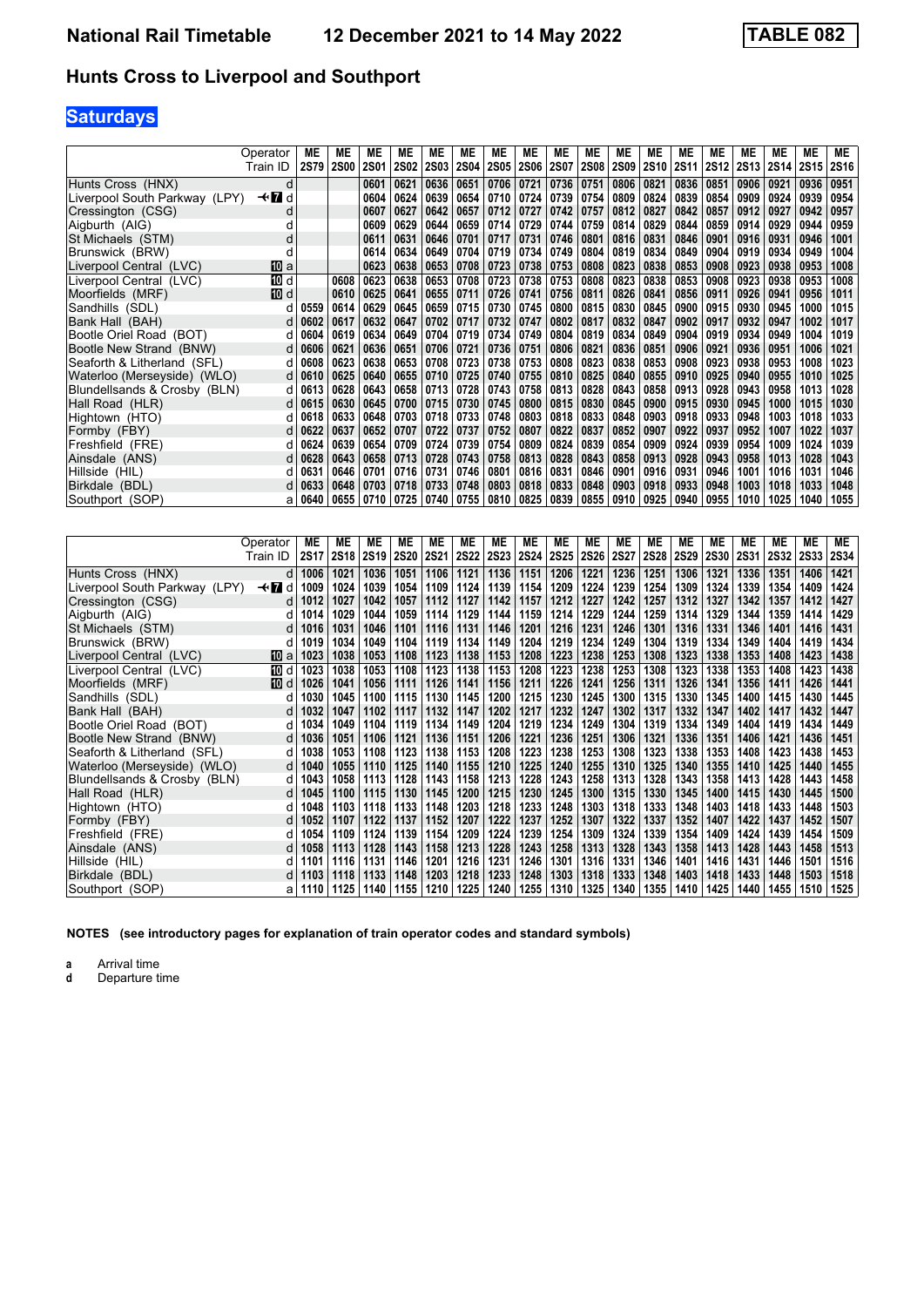# National Rail Timetable    12 December 2021 to 14 May 2022    TABLE 082

## Hunts Cross to Liverpool and Southport

### Saturdays

| Operator | | ME | ME | ME | ME | ME | ME | ME | ME | ME | ME | ME | ME | ME | ME | ME | ME | ME | ME |
|---|---|---|---|---|---|---|---|---|---|---|---|---|---|---|---|---|---|---|---|
| Train ID | | 2S79 | 2S00 | 2S01 | 2S02 | 2S03 | 2S04 | 2S05 | 2S06 | 2S07 | 2S08 | 2S09 | 2S10 | 2S11 | 2S12 | 2S13 | 2S14 | 2S15 | 2S16 |
| Hunts Cross (HNX) | d | | | 0601 | 0621 | 0636 | 0651 | 0706 | 0721 | 0736 | 0751 | 0806 | 0821 | 0836 | 0851 | 0906 | 0921 | 0936 | 0951 |
| Liverpool South Parkway (LPY) | ✈ 7 d | | | 0604 | 0624 | 0639 | 0654 | 0710 | 0724 | 0739 | 0754 | 0809 | 0824 | 0839 | 0854 | 0909 | 0924 | 0939 | 0954 |
| Cressington (CSG) | d | | | 0607 | 0627 | 0642 | 0657 | 0712 | 0727 | 0742 | 0757 | 0812 | 0827 | 0842 | 0857 | 0912 | 0927 | 0942 | 0957 |
| Aigburth (AIG) | d | | | 0609 | 0629 | 0644 | 0659 | 0714 | 0729 | 0744 | 0759 | 0814 | 0829 | 0844 | 0859 | 0914 | 0929 | 0944 | 0959 |
| St Michaels (STM) | d | | | 0611 | 0631 | 0646 | 0701 | 0717 | 0731 | 0746 | 0801 | 0816 | 0831 | 0846 | 0901 | 0916 | 0931 | 0946 | 1001 |
| Brunswick (BRW) | d | | | 0614 | 0634 | 0649 | 0704 | 0719 | 0734 | 0749 | 0804 | 0819 | 0834 | 0849 | 0904 | 0919 | 0934 | 0949 | 1004 |
| Liverpool Central (LVC) | 10 a | | | 0623 | 0638 | 0653 | 0708 | 0723 | 0738 | 0753 | 0808 | 0823 | 0838 | 0853 | 0908 | 0923 | 0938 | 0953 | 1008 |
| Liverpool Central (LVC) | 10 d | | 0608 | 0623 | 0638 | 0653 | 0708 | 0723 | 0738 | 0753 | 0808 | 0823 | 0838 | 0853 | 0908 | 0923 | 0938 | 0953 | 1008 |
| Moorfields (MRF) | 10 d | | 0610 | 0625 | 0641 | 0655 | 0711 | 0726 | 0741 | 0756 | 0811 | 0826 | 0841 | 0856 | 0911 | 0926 | 0941 | 0956 | 1011 |
| Sandhills (SDL) | d | 0559 | 0614 | 0629 | 0645 | 0659 | 0715 | 0730 | 0745 | 0800 | 0815 | 0830 | 0845 | 0900 | 0915 | 0930 | 0945 | 1000 | 1015 |
| Bank Hall (BAH) | d | 0602 | 0617 | 0632 | 0647 | 0702 | 0717 | 0732 | 0747 | 0802 | 0817 | 0832 | 0847 | 0902 | 0917 | 0932 | 0947 | 1002 | 1017 |
| Bootle Oriel Road (BOT) | d | 0604 | 0619 | 0634 | 0649 | 0704 | 0719 | 0734 | 0749 | 0804 | 0819 | 0834 | 0849 | 0904 | 0919 | 0934 | 0949 | 1004 | 1019 |
| Bootle New Strand (BNW) | d | 0606 | 0621 | 0636 | 0651 | 0706 | 0721 | 0736 | 0751 | 0806 | 0821 | 0836 | 0851 | 0906 | 0921 | 0936 | 0951 | 1006 | 1021 |
| Seaforth & Litherland (SFL) | d | 0608 | 0623 | 0638 | 0653 | 0708 | 0723 | 0738 | 0753 | 0808 | 0823 | 0838 | 0853 | 0908 | 0923 | 0938 | 0953 | 1008 | 1023 |
| Waterloo (Merseyside) (WLO) | d | 0610 | 0625 | 0640 | 0655 | 0710 | 0725 | 0740 | 0755 | 0810 | 0825 | 0840 | 0855 | 0910 | 0925 | 0940 | 0955 | 1010 | 1025 |
| Blundellsands & Crosby (BLN) | d | 0613 | 0628 | 0643 | 0658 | 0713 | 0728 | 0743 | 0758 | 0813 | 0828 | 0843 | 0858 | 0913 | 0928 | 0943 | 0958 | 1013 | 1028 |
| Hall Road (HLR) | d | 0615 | 0630 | 0645 | 0700 | 0715 | 0730 | 0745 | 0800 | 0815 | 0830 | 0845 | 0900 | 0915 | 0930 | 0945 | 1000 | 1015 | 1030 |
| Hightown (HTO) | d | 0618 | 0633 | 0648 | 0703 | 0718 | 0733 | 0748 | 0803 | 0818 | 0833 | 0848 | 0903 | 0918 | 0933 | 0948 | 1003 | 1018 | 1033 |
| Formby (FBY) | d | 0622 | 0637 | 0652 | 0707 | 0722 | 0737 | 0752 | 0807 | 0822 | 0837 | 0852 | 0907 | 0922 | 0937 | 0952 | 1007 | 1022 | 1037 |
| Freshfield (FRE) | d | 0624 | 0639 | 0654 | 0709 | 0724 | 0739 | 0754 | 0809 | 0824 | 0839 | 0854 | 0909 | 0924 | 0939 | 0954 | 1009 | 1024 | 1039 |
| Ainsdale (ANS) | d | 0628 | 0643 | 0658 | 0713 | 0728 | 0743 | 0758 | 0813 | 0828 | 0843 | 0858 | 0913 | 0928 | 0943 | 0958 | 1013 | 1028 | 1043 |
| Hillside (HIL) | d | 0631 | 0646 | 0701 | 0716 | 0731 | 0746 | 0801 | 0816 | 0831 | 0846 | 0901 | 0916 | 0931 | 0946 | 1001 | 1016 | 1031 | 1046 |
| Birkdale (BDL) | d | 0633 | 0648 | 0703 | 0718 | 0733 | 0748 | 0803 | 0818 | 0833 | 0848 | 0903 | 0918 | 0933 | 0948 | 1003 | 1018 | 1033 | 1048 |
| Southport (SOP) | a | 0640 | 0655 | 0710 | 0725 | 0740 | 0755 | 0810 | 0825 | 0839 | 0855 | 0910 | 0925 | 0940 | 0955 | 1010 | 1025 | 1040 | 1055 |

| Operator | | ME | ME | ME | ME | ME | ME | ME | ME | ME | ME | ME | ME | ME | ME | ME | ME | ME | ME |
|---|---|---|---|---|---|---|---|---|---|---|---|---|---|---|---|---|---|---|---|
| Train ID | | 2S17 | 2S18 | 2S19 | 2S20 | 2S21 | 2S22 | 2S23 | 2S24 | 2S25 | 2S26 | 2S27 | 2S28 | 2S29 | 2S30 | 2S31 | 2S32 | 2S33 | 2S34 |
| Hunts Cross (HNX) | d | 1006 | 1021 | 1036 | 1051 | 1106 | 1121 | 1136 | 1151 | 1206 | 1221 | 1236 | 1251 | 1306 | 1321 | 1336 | 1351 | 1406 | 1421 |
| Liverpool South Parkway (LPY) | ✈ 7 d | 1009 | 1024 | 1039 | 1054 | 1109 | 1124 | 1139 | 1154 | 1209 | 1224 | 1239 | 1254 | 1309 | 1324 | 1339 | 1354 | 1409 | 1424 |
| Cressington (CSG) | d | 1012 | 1027 | 1042 | 1057 | 1112 | 1127 | 1142 | 1157 | 1212 | 1227 | 1242 | 1257 | 1312 | 1327 | 1342 | 1357 | 1412 | 1427 |
| Aigburth (AIG) | d | 1014 | 1029 | 1044 | 1059 | 1114 | 1129 | 1144 | 1159 | 1214 | 1229 | 1244 | 1259 | 1314 | 1329 | 1344 | 1359 | 1414 | 1429 |
| St Michaels (STM) | d | 1016 | 1031 | 1046 | 1101 | 1116 | 1131 | 1146 | 1201 | 1216 | 1231 | 1246 | 1301 | 1316 | 1331 | 1346 | 1401 | 1416 | 1431 |
| Brunswick (BRW) | d | 1019 | 1034 | 1049 | 1104 | 1119 | 1134 | 1149 | 1204 | 1219 | 1234 | 1249 | 1304 | 1319 | 1334 | 1349 | 1404 | 1419 | 1434 |
| Liverpool Central (LVC) | 10 a | 1023 | 1038 | 1053 | 1108 | 1123 | 1138 | 1153 | 1208 | 1223 | 1238 | 1253 | 1308 | 1323 | 1338 | 1353 | 1408 | 1423 | 1438 |
| Liverpool Central (LVC) | 10 d | 1023 | 1038 | 1053 | 1108 | 1123 | 1138 | 1153 | 1208 | 1223 | 1238 | 1253 | 1308 | 1323 | 1338 | 1353 | 1408 | 1423 | 1438 |
| Moorfields (MRF) | 10 d | 1026 | 1041 | 1056 | 1111 | 1126 | 1141 | 1156 | 1211 | 1226 | 1241 | 1256 | 1311 | 1326 | 1341 | 1356 | 1411 | 1426 | 1441 |
| Sandhills (SDL) | d | 1030 | 1045 | 1100 | 1115 | 1130 | 1145 | 1200 | 1215 | 1230 | 1245 | 1300 | 1315 | 1330 | 1345 | 1400 | 1415 | 1430 | 1445 |
| Bank Hall (BAH) | d | 1032 | 1047 | 1102 | 1117 | 1132 | 1147 | 1202 | 1217 | 1232 | 1247 | 1302 | 1317 | 1332 | 1347 | 1402 | 1417 | 1432 | 1447 |
| Bootle Oriel Road (BOT) | d | 1034 | 1049 | 1104 | 1119 | 1134 | 1149 | 1204 | 1219 | 1234 | 1249 | 1304 | 1319 | 1334 | 1349 | 1404 | 1419 | 1434 | 1449 |
| Bootle New Strand (BNW) | d | 1036 | 1051 | 1106 | 1121 | 1136 | 1151 | 1206 | 1221 | 1236 | 1251 | 1306 | 1321 | 1336 | 1351 | 1406 | 1421 | 1436 | 1451 |
| Seaforth & Litherland (SFL) | d | 1038 | 1053 | 1108 | 1123 | 1138 | 1153 | 1208 | 1223 | 1238 | 1253 | 1308 | 1323 | 1338 | 1353 | 1408 | 1423 | 1438 | 1453 |
| Waterloo (Merseyside) (WLO) | d | 1040 | 1055 | 1110 | 1125 | 1140 | 1155 | 1210 | 1225 | 1240 | 1255 | 1310 | 1325 | 1340 | 1355 | 1410 | 1425 | 1440 | 1455 |
| Blundellsands & Crosby (BLN) | d | 1043 | 1058 | 1113 | 1128 | 1143 | 1158 | 1213 | 1228 | 1243 | 1258 | 1313 | 1328 | 1343 | 1358 | 1413 | 1428 | 1443 | 1458 |
| Hall Road (HLR) | d | 1045 | 1100 | 1115 | 1130 | 1145 | 1200 | 1215 | 1230 | 1245 | 1300 | 1315 | 1330 | 1345 | 1400 | 1415 | 1430 | 1445 | 1500 |
| Hightown (HTO) | d | 1048 | 1103 | 1118 | 1133 | 1148 | 1203 | 1218 | 1233 | 1248 | 1303 | 1318 | 1333 | 1348 | 1403 | 1418 | 1433 | 1448 | 1503 |
| Formby (FBY) | d | 1052 | 1107 | 1122 | 1137 | 1152 | 1207 | 1222 | 1237 | 1252 | 1307 | 1322 | 1337 | 1352 | 1407 | 1422 | 1437 | 1452 | 1507 |
| Freshfield (FRE) | d | 1054 | 1109 | 1124 | 1139 | 1154 | 1209 | 1224 | 1239 | 1254 | 1309 | 1324 | 1339 | 1354 | 1409 | 1424 | 1439 | 1454 | 1509 |
| Ainsdale (ANS) | d | 1058 | 1113 | 1128 | 1143 | 1158 | 1213 | 1228 | 1243 | 1258 | 1313 | 1328 | 1343 | 1358 | 1413 | 1428 | 1443 | 1458 | 1513 |
| Hillside (HIL) | d | 1101 | 1116 | 1131 | 1146 | 1201 | 1216 | 1231 | 1246 | 1301 | 1316 | 1331 | 1346 | 1401 | 1416 | 1431 | 1446 | 1501 | 1516 |
| Birkdale (BDL) | d | 1103 | 1118 | 1133 | 1148 | 1203 | 1218 | 1233 | 1248 | 1303 | 1318 | 1333 | 1348 | 1403 | 1418 | 1433 | 1448 | 1503 | 1518 |
| Southport (SOP) | a | 1110 | 1125 | 1140 | 1155 | 1210 | 1225 | 1240 | 1255 | 1310 | 1325 | 1340 | 1355 | 1410 | 1425 | 1440 | 1455 | 1510 | 1525 |

**NOTES (see introductory pages for explanation of train operator codes and standard symbols)**

**a** Arrival time
**d** Departure time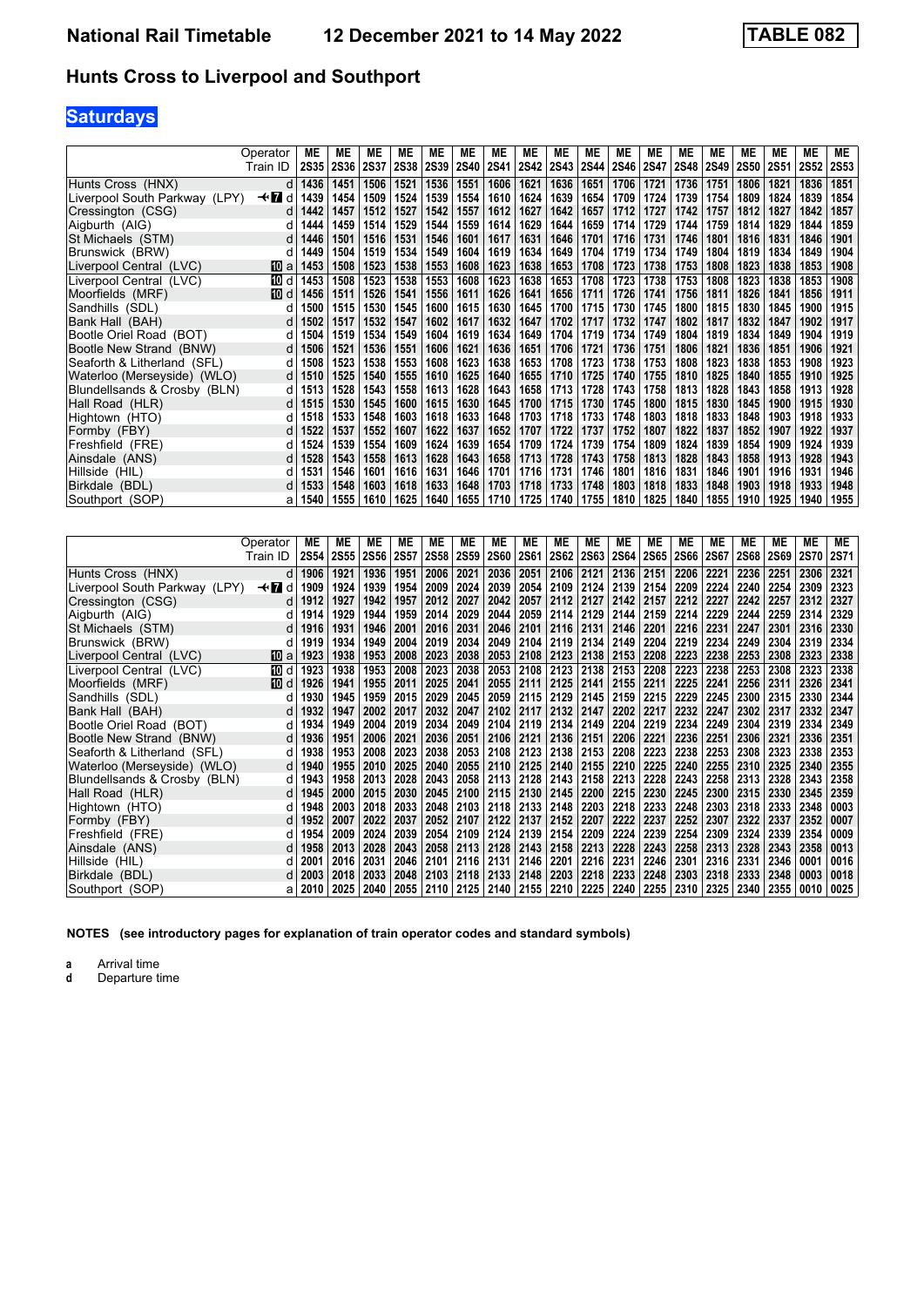# National Rail Timetable 12 December 2021 to 14 May 2022 TABLE 082

## Hunts Cross to Liverpool and Southport

### Saturdays

| Operator | | ME | ME | ME | ME | ME | ME | ME | ME | ME | ME | ME | ME | ME | ME | ME | ME | ME | ME |
|---|---|---|---|---|---|---|---|---|---|---|---|---|---|---|---|---|---|---|---|
| Train ID | | 2S35 | 2S36 | 2S37 | 2S38 | 2S39 | 2S40 | 2S41 | 2S42 | 2S43 | 2S44 | 2S46 | 2S47 | 2S48 | 2S49 | 2S50 | 2S51 | 2S52 | 2S53 |
| Hunts Cross (HNX) | d | 1436 | 1451 | 1506 | 1521 | 1536 | 1551 | 1606 | 1621 | 1636 | 1651 | 1706 | 1721 | 1736 | 1751 | 1806 | 1821 | 1836 | 1851 |
| Liverpool South Parkway (LPY) | ✈ 7 d | 1439 | 1454 | 1509 | 1524 | 1539 | 1554 | 1610 | 1624 | 1639 | 1654 | 1709 | 1724 | 1739 | 1754 | 1809 | 1824 | 1839 | 1854 |
| Cressington (CSG) | d | 1442 | 1457 | 1512 | 1527 | 1542 | 1557 | 1612 | 1627 | 1642 | 1657 | 1712 | 1727 | 1742 | 1757 | 1812 | 1827 | 1842 | 1857 |
| Aigburth (AIG) | d | 1444 | 1459 | 1514 | 1529 | 1544 | 1559 | 1614 | 1629 | 1644 | 1659 | 1714 | 1729 | 1744 | 1759 | 1814 | 1829 | 1844 | 1859 |
| St Michaels (STM) | d | 1446 | 1501 | 1516 | 1531 | 1546 | 1601 | 1617 | 1631 | 1646 | 1701 | 1716 | 1731 | 1746 | 1801 | 1816 | 1831 | 1846 | 1901 |
| Brunswick (BRW) | d | 1449 | 1504 | 1519 | 1534 | 1549 | 1604 | 1619 | 1634 | 1649 | 1704 | 1719 | 1734 | 1749 | 1804 | 1819 | 1834 | 1849 | 1904 |
| Liverpool Central (LVC) | 10 a | 1453 | 1508 | 1523 | 1538 | 1553 | 1608 | 1623 | 1638 | 1653 | 1708 | 1723 | 1738 | 1753 | 1808 | 1823 | 1838 | 1853 | 1908 |
| Liverpool Central (LVC) | 10 d | 1453 | 1508 | 1523 | 1538 | 1553 | 1608 | 1623 | 1638 | 1653 | 1708 | 1723 | 1738 | 1753 | 1808 | 1823 | 1838 | 1853 | 1908 |
| Moorfields (MRF) | 10 d | 1456 | 1511 | 1526 | 1541 | 1556 | 1611 | 1626 | 1641 | 1656 | 1711 | 1726 | 1741 | 1756 | 1811 | 1826 | 1841 | 1856 | 1911 |
| Sandhills (SDL) | d | 1500 | 1515 | 1530 | 1545 | 1600 | 1615 | 1630 | 1645 | 1700 | 1715 | 1730 | 1745 | 1800 | 1815 | 1830 | 1845 | 1900 | 1915 |
| Bank Hall (BAH) | d | 1502 | 1517 | 1532 | 1547 | 1602 | 1617 | 1632 | 1647 | 1702 | 1717 | 1732 | 1747 | 1802 | 1817 | 1832 | 1847 | 1902 | 1917 |
| Bootle Oriel Road (BOT) | d | 1504 | 1519 | 1534 | 1549 | 1604 | 1619 | 1634 | 1649 | 1704 | 1719 | 1734 | 1749 | 1804 | 1819 | 1834 | 1849 | 1904 | 1919 |
| Bootle New Strand (BNW) | d | 1506 | 1521 | 1536 | 1551 | 1606 | 1621 | 1636 | 1651 | 1706 | 1721 | 1736 | 1751 | 1806 | 1821 | 1836 | 1851 | 1906 | 1921 |
| Seaforth & Litherland (SFL) | d | 1508 | 1523 | 1538 | 1553 | 1608 | 1623 | 1638 | 1653 | 1708 | 1723 | 1738 | 1753 | 1808 | 1823 | 1838 | 1853 | 1908 | 1923 |
| Waterloo (Merseyside) (WLO) | d | 1510 | 1525 | 1540 | 1555 | 1610 | 1625 | 1640 | 1655 | 1710 | 1725 | 1740 | 1755 | 1810 | 1825 | 1840 | 1855 | 1910 | 1925 |
| Blundellsands & Crosby (BLN) | d | 1513 | 1528 | 1543 | 1558 | 1613 | 1628 | 1643 | 1658 | 1713 | 1728 | 1743 | 1758 | 1813 | 1828 | 1843 | 1858 | 1913 | 1928 |
| Hall Road (HLR) | d | 1515 | 1530 | 1545 | 1600 | 1615 | 1630 | 1645 | 1700 | 1715 | 1730 | 1745 | 1800 | 1815 | 1830 | 1845 | 1900 | 1915 | 1930 |
| Hightown (HTO) | d | 1518 | 1533 | 1548 | 1603 | 1618 | 1633 | 1648 | 1703 | 1718 | 1733 | 1748 | 1803 | 1818 | 1833 | 1848 | 1903 | 1918 | 1933 |
| Formby (FBY) | d | 1522 | 1537 | 1552 | 1607 | 1622 | 1637 | 1652 | 1707 | 1722 | 1737 | 1752 | 1807 | 1822 | 1837 | 1852 | 1907 | 1922 | 1937 |
| Freshfield (FRE) | d | 1524 | 1539 | 1554 | 1609 | 1624 | 1639 | 1654 | 1709 | 1724 | 1739 | 1754 | 1809 | 1824 | 1839 | 1854 | 1909 | 1924 | 1939 |
| Ainsdale (ANS) | d | 1528 | 1543 | 1558 | 1613 | 1628 | 1643 | 1658 | 1713 | 1728 | 1743 | 1758 | 1813 | 1828 | 1843 | 1858 | 1913 | 1928 | 1943 |
| Hillside (HIL) | d | 1531 | 1546 | 1601 | 1616 | 1631 | 1646 | 1701 | 1716 | 1731 | 1746 | 1801 | 1816 | 1831 | 1846 | 1901 | 1916 | 1931 | 1946 |
| Birkdale (BDL) | d | 1533 | 1548 | 1603 | 1618 | 1633 | 1648 | 1703 | 1718 | 1733 | 1748 | 1803 | 1818 | 1833 | 1848 | 1903 | 1918 | 1933 | 1948 |
| Southport (SOP) | a | 1540 | 1555 | 1610 | 1625 | 1640 | 1655 | 1710 | 1725 | 1740 | 1755 | 1810 | 1825 | 1840 | 1855 | 1910 | 1925 | 1940 | 1955 |

| Operator | | ME | ME | ME | ME | ME | ME | ME | ME | ME | ME | ME | ME | ME | ME | ME | ME | ME | ME |
|---|---|---|---|---|---|---|---|---|---|---|---|---|---|---|---|---|---|---|---|
| Train ID | | 2S54 | 2S55 | 2S56 | 2S57 | 2S58 | 2S59 | 2S60 | 2S61 | 2S62 | 2S63 | 2S64 | 2S65 | 2S66 | 2S67 | 2S68 | 2S69 | 2S70 | 2S71 |
| Hunts Cross (HNX) | d | 1906 | 1921 | 1936 | 1951 | 2006 | 2021 | 2036 | 2051 | 2106 | 2121 | 2136 | 2151 | 2206 | 2221 | 2236 | 2251 | 2306 | 2321 |
| Liverpool South Parkway (LPY) | ✈ 7 d | 1909 | 1924 | 1939 | 1954 | 2009 | 2024 | 2039 | 2054 | 2109 | 2124 | 2139 | 2154 | 2209 | 2224 | 2240 | 2254 | 2309 | 2323 |
| Cressington (CSG) | d | 1912 | 1927 | 1942 | 1957 | 2012 | 2027 | 2042 | 2057 | 2112 | 2127 | 2142 | 2157 | 2212 | 2227 | 2242 | 2257 | 2312 | 2327 |
| Aigburth (AIG) | d | 1914 | 1929 | 1944 | 1959 | 2014 | 2029 | 2044 | 2059 | 2114 | 2129 | 2144 | 2159 | 2214 | 2229 | 2244 | 2259 | 2314 | 2329 |
| St Michaels (STM) | d | 1916 | 1931 | 1946 | 2001 | 2016 | 2031 | 2046 | 2101 | 2116 | 2131 | 2146 | 2201 | 2216 | 2231 | 2247 | 2301 | 2316 | 2330 |
| Brunswick (BRW) | d | 1919 | 1934 | 1949 | 2004 | 2019 | 2034 | 2049 | 2104 | 2119 | 2134 | 2149 | 2204 | 2219 | 2234 | 2249 | 2304 | 2319 | 2334 |
| Liverpool Central (LVC) | 10 a | 1923 | 1938 | 1953 | 2008 | 2023 | 2038 | 2053 | 2108 | 2123 | 2138 | 2153 | 2208 | 2223 | 2238 | 2253 | 2308 | 2323 | 2338 |
| Liverpool Central (LVC) | 10 d | 1923 | 1938 | 1953 | 2008 | 2023 | 2038 | 2053 | 2108 | 2123 | 2138 | 2153 | 2208 | 2223 | 2238 | 2253 | 2308 | 2323 | 2338 |
| Moorfields (MRF) | 10 d | 1926 | 1941 | 1955 | 2011 | 2025 | 2041 | 2055 | 2111 | 2125 | 2141 | 2155 | 2211 | 2225 | 2241 | 2256 | 2311 | 2326 | 2341 |
| Sandhills (SDL) | d | 1930 | 1945 | 1959 | 2015 | 2029 | 2045 | 2059 | 2115 | 2129 | 2145 | 2159 | 2215 | 2229 | 2245 | 2300 | 2315 | 2330 | 2344 |
| Bank Hall (BAH) | d | 1932 | 1947 | 2002 | 2017 | 2032 | 2047 | 2102 | 2117 | 2132 | 2147 | 2202 | 2217 | 2232 | 2247 | 2302 | 2317 | 2332 | 2347 |
| Bootle Oriel Road (BOT) | d | 1934 | 1949 | 2004 | 2019 | 2034 | 2049 | 2104 | 2119 | 2134 | 2149 | 2204 | 2219 | 2234 | 2249 | 2304 | 2319 | 2334 | 2349 |
| Bootle New Strand (BNW) | d | 1936 | 1951 | 2006 | 2021 | 2036 | 2051 | 2106 | 2121 | 2136 | 2151 | 2206 | 2221 | 2236 | 2251 | 2306 | 2321 | 2336 | 2351 |
| Seaforth & Litherland (SFL) | d | 1938 | 1953 | 2008 | 2023 | 2038 | 2053 | 2108 | 2123 | 2138 | 2153 | 2208 | 2223 | 2238 | 2253 | 2308 | 2323 | 2338 | 2353 |
| Waterloo (Merseyside) (WLO) | d | 1940 | 1955 | 2010 | 2025 | 2040 | 2055 | 2110 | 2125 | 2140 | 2155 | 2210 | 2225 | 2240 | 2255 | 2310 | 2325 | 2340 | 2355 |
| Blundellsands & Crosby (BLN) | d | 1943 | 1958 | 2013 | 2028 | 2043 | 2058 | 2113 | 2128 | 2143 | 2158 | 2213 | 2228 | 2243 | 2258 | 2313 | 2328 | 2343 | 2358 |
| Hall Road (HLR) | d | 1945 | 2000 | 2015 | 2030 | 2045 | 2100 | 2115 | 2130 | 2145 | 2200 | 2215 | 2230 | 2245 | 2300 | 2315 | 2330 | 2345 | 2359 |
| Hightown (HTO) | d | 1948 | 2003 | 2018 | 2033 | 2048 | 2103 | 2118 | 2133 | 2148 | 2203 | 2218 | 2233 | 2248 | 2303 | 2318 | 2333 | 2348 | 0003 |
| Formby (FBY) | d | 1952 | 2007 | 2022 | 2037 | 2052 | 2107 | 2122 | 2137 | 2152 | 2207 | 2222 | 2237 | 2252 | 2307 | 2322 | 2337 | 2352 | 0007 |
| Freshfield (FRE) | d | 1954 | 2009 | 2024 | 2039 | 2054 | 2109 | 2124 | 2139 | 2154 | 2209 | 2224 | 2239 | 2254 | 2309 | 2324 | 2339 | 2354 | 0009 |
| Ainsdale (ANS) | d | 1958 | 2013 | 2028 | 2043 | 2058 | 2113 | 2128 | 2143 | 2158 | 2213 | 2228 | 2243 | 2258 | 2313 | 2328 | 2343 | 2358 | 0013 |
| Hillside (HIL) | d | 2001 | 2016 | 2031 | 2046 | 2101 | 2116 | 2131 | 2146 | 2201 | 2216 | 2231 | 2246 | 2301 | 2316 | 2331 | 2346 | 0001 | 0016 |
| Birkdale (BDL) | d | 2003 | 2018 | 2033 | 2048 | 2103 | 2118 | 2133 | 2148 | 2203 | 2218 | 2233 | 2248 | 2303 | 2318 | 2333 | 2348 | 0003 | 0018 |
| Southport (SOP) | a | 2010 | 2025 | 2040 | 2055 | 2110 | 2125 | 2140 | 2155 | 2210 | 2225 | 2240 | 2255 | 2310 | 2325 | 2340 | 2355 | 0010 | 0025 |

**NOTES (see introductory pages for explanation of train operator codes and standard symbols)**

**a** Arrival time
**d** Departure time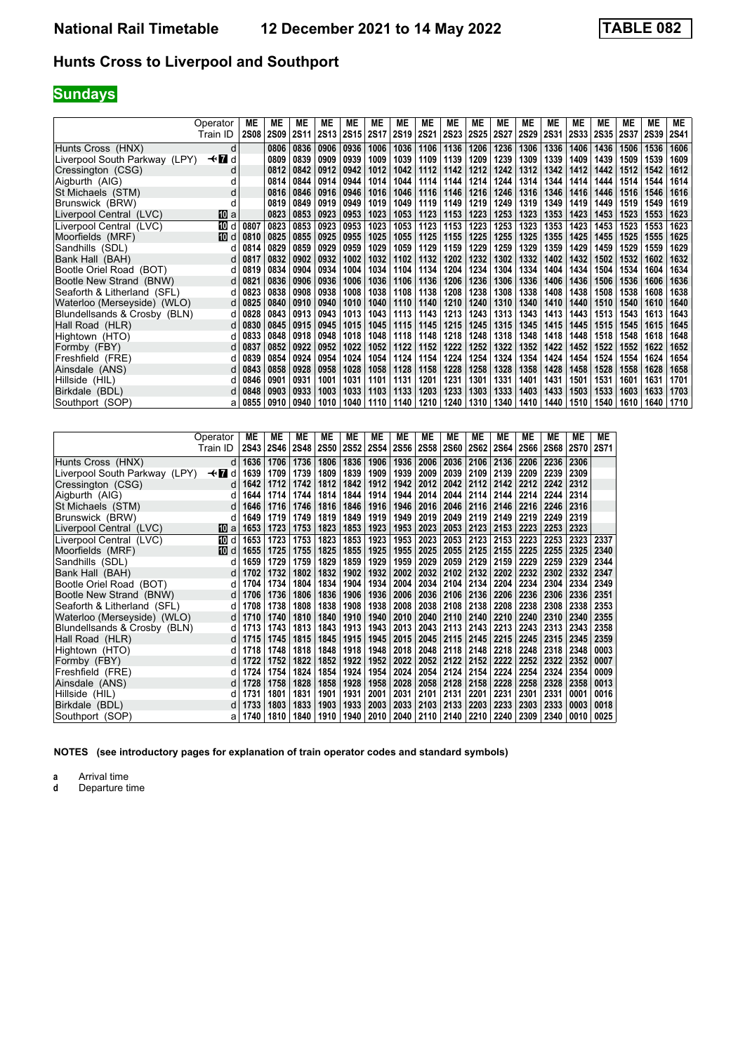# National Rail Timetable 12 December 2021 to 14 May 2022 TABLE 082

## Hunts Cross to Liverpool and Southport

**Sundays**

| Operator | | ME | ME | ME | ME | ME | ME | ME | ME | ME | ME | ME | ME | ME | ME | ME | ME | ME | ME |
|---|---|---|---|---|---|---|---|---|---|---|---|---|---|---|---|---|---|---|---|
| Train ID | | 2S08 | 2S09 | 2S11 | 2S13 | 2S15 | 2S17 | 2S19 | 2S21 | 2S23 | 2S25 | 2S27 | 2S29 | 2S31 | 2S33 | 2S35 | 2S37 | 2S39 | 2S41 |
| Hunts Cross (HNX) | d | | 0806 | 0836 | 0906 | 0936 | 1006 | 1036 | 1106 | 1136 | 1206 | 1236 | 1306 | 1336 | 1406 | 1436 | 1506 | 1536 | 1606 |
| Liverpool South Parkway (LPY) | ✈ 7 d | | 0809 | 0839 | 0909 | 0939 | 1009 | 1039 | 1109 | 1139 | 1209 | 1239 | 1309 | 1339 | 1409 | 1439 | 1509 | 1539 | 1609 |
| Cressington (CSG) | d | | 0812 | 0842 | 0912 | 0942 | 1012 | 1042 | 1112 | 1142 | 1212 | 1242 | 1312 | 1342 | 1412 | 1442 | 1512 | 1542 | 1612 |
| Aigburth (AIG) | d | | 0814 | 0844 | 0914 | 0944 | 1014 | 1044 | 1114 | 1144 | 1214 | 1244 | 1314 | 1344 | 1414 | 1444 | 1514 | 1544 | 1614 |
| St Michaels (STM) | d | | 0816 | 0846 | 0916 | 0946 | 1016 | 1046 | 1116 | 1146 | 1216 | 1246 | 1316 | 1346 | 1416 | 1446 | 1516 | 1546 | 1616 |
| Brunswick (BRW) | d | | 0819 | 0849 | 0919 | 0949 | 1019 | 1049 | 1119 | 1149 | 1219 | 1249 | 1319 | 1349 | 1419 | 1449 | 1519 | 1549 | 1619 |
| Liverpool Central (LVC) | 10 a | | 0823 | 0853 | 0923 | 0953 | 1023 | 1053 | 1123 | 1153 | 1223 | 1253 | 1323 | 1353 | 1423 | 1453 | 1523 | 1553 | 1623 |
| Liverpool Central (LVC) | 10 d | 0807 | 0823 | 0853 | 0923 | 0953 | 1023 | 1053 | 1123 | 1153 | 1223 | 1253 | 1323 | 1353 | 1423 | 1453 | 1523 | 1553 | 1623 |
| Moorfields (MRF) | 10 d | 0810 | 0825 | 0855 | 0925 | 0955 | 1025 | 1055 | 1125 | 1155 | 1225 | 1255 | 1325 | 1355 | 1425 | 1455 | 1525 | 1555 | 1625 |
| Sandhills (SDL) | d | 0814 | 0829 | 0859 | 0929 | 0959 | 1029 | 1059 | 1129 | 1159 | 1229 | 1259 | 1329 | 1359 | 1429 | 1459 | 1529 | 1559 | 1629 |
| Bank Hall (BAH) | d | 0817 | 0832 | 0902 | 0932 | 1002 | 1032 | 1102 | 1132 | 1202 | 1232 | 1302 | 1332 | 1402 | 1432 | 1502 | 1532 | 1602 | 1632 |
| Bootle Oriel Road (BOT) | d | 0819 | 0834 | 0904 | 0934 | 1004 | 1034 | 1104 | 1134 | 1204 | 1234 | 1304 | 1334 | 1404 | 1434 | 1504 | 1534 | 1604 | 1634 |
| Bootle New Strand (BNW) | d | 0821 | 0836 | 0906 | 0936 | 1006 | 1036 | 1106 | 1136 | 1206 | 1236 | 1306 | 1336 | 1406 | 1436 | 1506 | 1536 | 1606 | 1636 |
| Seaforth & Litherland (SFL) | d | 0823 | 0838 | 0908 | 0938 | 1008 | 1038 | 1108 | 1138 | 1208 | 1238 | 1308 | 1338 | 1408 | 1438 | 1508 | 1538 | 1608 | 1638 |
| Waterloo (Merseyside) (WLO) | d | 0825 | 0840 | 0910 | 0940 | 1010 | 1040 | 1110 | 1140 | 1210 | 1240 | 1310 | 1340 | 1410 | 1440 | 1510 | 1540 | 1610 | 1640 |
| Blundellsands & Crosby (BLN) | d | 0828 | 0843 | 0913 | 0943 | 1013 | 1043 | 1113 | 1143 | 1213 | 1243 | 1313 | 1343 | 1413 | 1443 | 1513 | 1543 | 1613 | 1643 |
| Hall Road (HLR) | d | 0830 | 0845 | 0915 | 0945 | 1015 | 1045 | 1115 | 1145 | 1215 | 1245 | 1315 | 1345 | 1415 | 1445 | 1515 | 1545 | 1615 | 1645 |
| Hightown (HTO) | d | 0833 | 0848 | 0918 | 0948 | 1018 | 1048 | 1118 | 1148 | 1218 | 1248 | 1318 | 1348 | 1418 | 1448 | 1518 | 1548 | 1618 | 1648 |
| Formby (FBY) | d | 0837 | 0852 | 0922 | 0952 | 1022 | 1052 | 1122 | 1152 | 1222 | 1252 | 1322 | 1352 | 1422 | 1452 | 1522 | 1552 | 1622 | 1652 |
| Freshfield (FRE) | d | 0839 | 0854 | 0924 | 0954 | 1024 | 1054 | 1124 | 1154 | 1224 | 1254 | 1324 | 1354 | 1424 | 1454 | 1524 | 1554 | 1624 | 1654 |
| Ainsdale (ANS) | d | 0843 | 0858 | 0928 | 0958 | 1028 | 1058 | 1128 | 1158 | 1228 | 1258 | 1328 | 1358 | 1428 | 1458 | 1528 | 1558 | 1628 | 1658 |
| Hillside (HIL) | d | 0846 | 0901 | 0931 | 1001 | 1031 | 1101 | 1131 | 1201 | 1231 | 1301 | 1331 | 1401 | 1431 | 1501 | 1531 | 1601 | 1631 | 1701 |
| Birkdale (BDL) | d | 0848 | 0903 | 0933 | 1003 | 1033 | 1103 | 1133 | 1203 | 1233 | 1303 | 1333 | 1403 | 1433 | 1503 | 1533 | 1603 | 1633 | 1703 |
| Southport (SOP) | a | 0855 | 0910 | 0940 | 1010 | 1040 | 1110 | 1140 | 1210 | 1240 | 1310 | 1340 | 1410 | 1440 | 1510 | 1540 | 1610 | 1640 | 1710 |

| Operator | | ME | ME | ME | ME | ME | ME | ME | ME | ME | ME | ME | ME | ME | ME | ME |
|---|---|---|---|---|---|---|---|---|---|---|---|---|---|---|---|---|
| Train ID | | 2S43 | 2S46 | 2S48 | 2S50 | 2S52 | 2S54 | 2S56 | 2S58 | 2S60 | 2S62 | 2S64 | 2S66 | 2S68 | 2S70 | 2S71 |
| Hunts Cross (HNX) | d | 1636 | 1706 | 1736 | 1806 | 1836 | 1906 | 1936 | 2006 | 2036 | 2106 | 2136 | 2206 | 2236 | 2306 | |
| Liverpool South Parkway (LPY) | ✈ 7 d | 1639 | 1709 | 1739 | 1809 | 1839 | 1909 | 1939 | 2009 | 2039 | 2109 | 2139 | 2209 | 2239 | 2309 | |
| Cressington (CSG) | d | 1642 | 1712 | 1742 | 1812 | 1842 | 1912 | 1942 | 2012 | 2042 | 2112 | 2142 | 2212 | 2242 | 2312 | |
| Aigburth (AIG) | d | 1644 | 1714 | 1744 | 1814 | 1844 | 1914 | 1944 | 2014 | 2044 | 2114 | 2144 | 2214 | 2244 | 2314 | |
| St Michaels (STM) | d | 1646 | 1716 | 1746 | 1816 | 1846 | 1916 | 1946 | 2016 | 2046 | 2116 | 2146 | 2216 | 2246 | 2316 | |
| Brunswick (BRW) | d | 1649 | 1719 | 1749 | 1819 | 1849 | 1919 | 1949 | 2019 | 2049 | 2119 | 2149 | 2219 | 2249 | 2319 | |
| Liverpool Central (LVC) | 10 a | 1653 | 1723 | 1753 | 1823 | 1853 | 1923 | 1953 | 2023 | 2053 | 2123 | 2153 | 2223 | 2253 | 2323 | |
| Liverpool Central (LVC) | 10 d | 1653 | 1723 | 1753 | 1823 | 1853 | 1923 | 1953 | 2023 | 2053 | 2123 | 2153 | 2223 | 2253 | 2323 | 2337 |
| Moorfields (MRF) | 10 d | 1655 | 1725 | 1755 | 1825 | 1855 | 1925 | 1955 | 2025 | 2055 | 2125 | 2155 | 2225 | 2255 | 2325 | 2340 |
| Sandhills (SDL) | d | 1659 | 1729 | 1759 | 1829 | 1859 | 1929 | 1959 | 2029 | 2059 | 2129 | 2159 | 2229 | 2259 | 2329 | 2344 |
| Bank Hall (BAH) | d | 1702 | 1732 | 1802 | 1832 | 1902 | 1932 | 2002 | 2032 | 2102 | 2132 | 2202 | 2232 | 2302 | 2332 | 2347 |
| Bootle Oriel Road (BOT) | d | 1704 | 1734 | 1804 | 1834 | 1904 | 1934 | 2004 | 2034 | 2104 | 2134 | 2204 | 2234 | 2304 | 2334 | 2349 |
| Bootle New Strand (BNW) | d | 1706 | 1736 | 1806 | 1836 | 1906 | 1936 | 2006 | 2036 | 2106 | 2136 | 2206 | 2236 | 2306 | 2336 | 2351 |
| Seaforth & Litherland (SFL) | d | 1708 | 1738 | 1808 | 1838 | 1908 | 1938 | 2008 | 2038 | 2108 | 2138 | 2208 | 2238 | 2308 | 2338 | 2353 |
| Waterloo (Merseyside) (WLO) | d | 1710 | 1740 | 1810 | 1840 | 1910 | 1940 | 2010 | 2040 | 2110 | 2140 | 2210 | 2240 | 2310 | 2340 | 2355 |
| Blundellsands & Crosby (BLN) | d | 1713 | 1743 | 1813 | 1843 | 1913 | 1943 | 2013 | 2043 | 2113 | 2143 | 2213 | 2243 | 2313 | 2343 | 2358 |
| Hall Road (HLR) | d | 1715 | 1745 | 1815 | 1845 | 1915 | 1945 | 2015 | 2045 | 2115 | 2145 | 2215 | 2245 | 2315 | 2345 | 2359 |
| Hightown (HTO) | d | 1718 | 1748 | 1818 | 1848 | 1918 | 1948 | 2018 | 2048 | 2118 | 2148 | 2218 | 2248 | 2318 | 2348 | 0003 |
| Formby (FBY) | d | 1722 | 1752 | 1822 | 1852 | 1922 | 1952 | 2022 | 2052 | 2122 | 2152 | 2222 | 2252 | 2322 | 2352 | 0007 |
| Freshfield (FRE) | d | 1724 | 1754 | 1824 | 1854 | 1924 | 1954 | 2024 | 2054 | 2124 | 2154 | 2224 | 2254 | 2324 | 2354 | 0009 |
| Ainsdale (ANS) | d | 1728 | 1758 | 1828 | 1858 | 1928 | 1958 | 2028 | 2058 | 2128 | 2158 | 2228 | 2258 | 2328 | 2358 | 0013 |
| Hillside (HIL) | d | 1731 | 1801 | 1831 | 1901 | 1931 | 2001 | 2031 | 2101 | 2131 | 2201 | 2231 | 2301 | 2331 | 0001 | 0016 |
| Birkdale (BDL) | d | 1733 | 1803 | 1833 | 1903 | 1933 | 2003 | 2033 | 2103 | 2133 | 2203 | 2233 | 2303 | 2333 | 0003 | 0018 |
| Southport (SOP) | a | 1740 | 1810 | 1840 | 1910 | 1940 | 2010 | 2040 | 2110 | 2140 | 2210 | 2240 | 2309 | 2340 | 0010 | 0025 |

**NOTES (see introductory pages for explanation of train operator codes and standard symbols)**

**a** Arrival time
**d** Departure time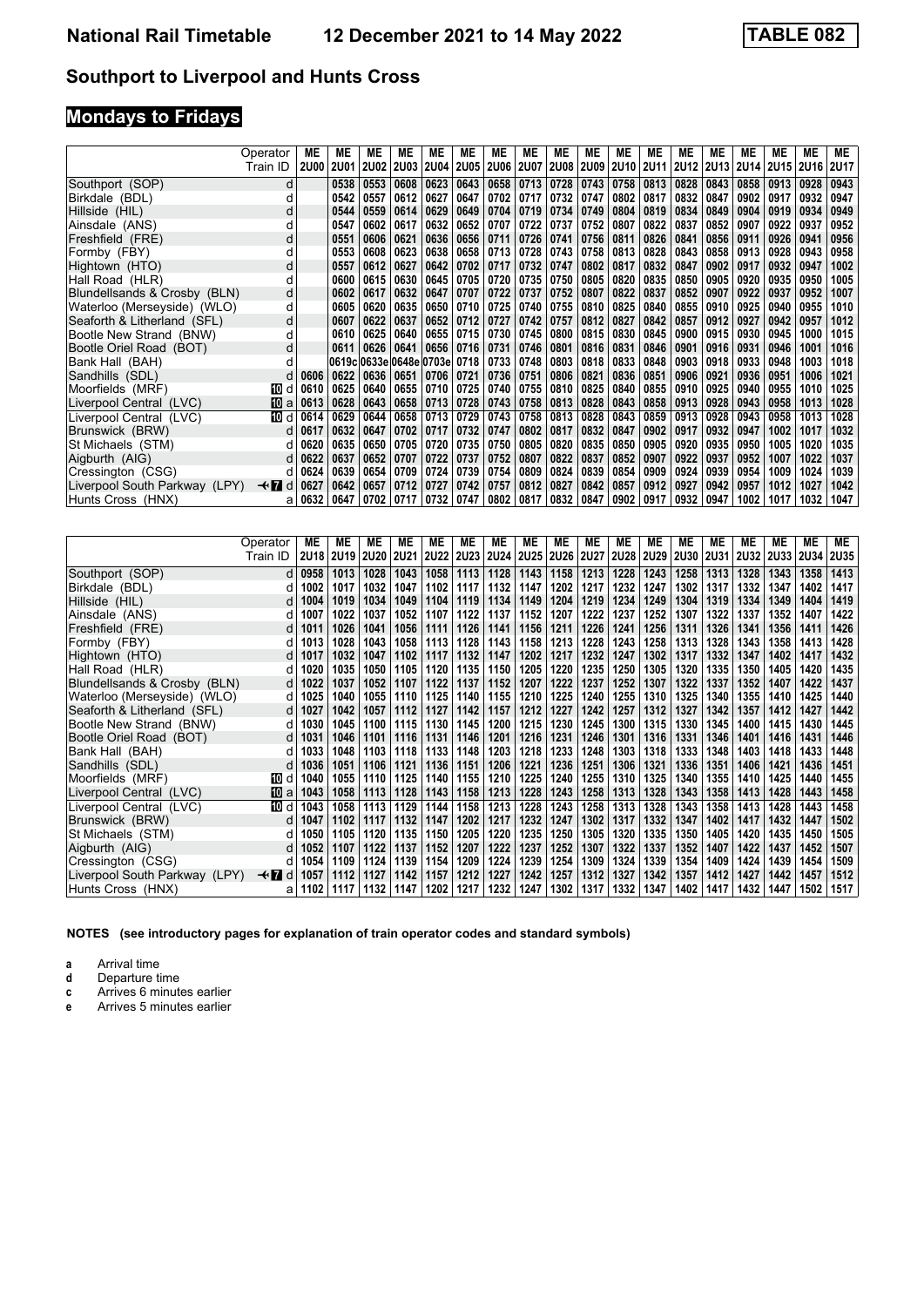# National Rail Timetable 12 December 2021 to 14 May 2022 TABLE 082

## Southport to Liverpool and Hunts Cross

## Mondays to Fridays

| | | ME | ME | ME | ME | ME | ME | ME | ME | ME | ME | ME | ME | ME | ME | ME | ME | ME | ME |
|---|---|---|---|---|---|---|---|---|---|---|---|---|---|---|---|---|---|---|---|
| Operator / Train ID | | 2U00 | 2U01 | 2U02 | 2U03 | 2U04 | 2U05 | 2U06 | 2U07 | 2U08 | 2U09 | 2U10 | 2U11 | 2U12 | 2U13 | 2U14 | 2U15 | 2U16 | 2U17 |
| Southport (SOP) | d | | 0538 | 0553 | 0608 | 0623 | 0643 | 0658 | 0713 | 0728 | 0743 | 0758 | 0813 | 0828 | 0843 | 0858 | 0913 | 0928 | 0943 |
| Birkdale (BDL) | d | | 0542 | 0557 | 0612 | 0627 | 0647 | 0702 | 0717 | 0732 | 0747 | 0802 | 0817 | 0832 | 0847 | 0902 | 0917 | 0932 | 0947 |
| Hillside (HIL) | d | | 0544 | 0559 | 0614 | 0629 | 0649 | 0704 | 0719 | 0734 | 0749 | 0804 | 0819 | 0834 | 0849 | 0904 | 0919 | 0934 | 0949 |
| Ainsdale (ANS) | d | | 0547 | 0602 | 0617 | 0632 | 0652 | 0707 | 0722 | 0737 | 0752 | 0807 | 0822 | 0837 | 0852 | 0907 | 0922 | 0937 | 0952 |
| Freshfield (FRE) | d | | 0551 | 0606 | 0621 | 0636 | 0656 | 0711 | 0726 | 0741 | 0756 | 0811 | 0826 | 0841 | 0856 | 0911 | 0926 | 0941 | 0956 |
| Formby (FBY) | d | | 0553 | 0608 | 0623 | 0638 | 0658 | 0713 | 0728 | 0743 | 0758 | 0813 | 0828 | 0843 | 0858 | 0913 | 0928 | 0943 | 0958 |
| Hightown (HTO) | d | | 0557 | 0612 | 0627 | 0642 | 0702 | 0717 | 0732 | 0747 | 0802 | 0817 | 0832 | 0847 | 0902 | 0917 | 0932 | 0947 | 1002 |
| Hall Road (HLR) | d | | 0600 | 0615 | 0630 | 0645 | 0705 | 0720 | 0735 | 0750 | 0805 | 0820 | 0835 | 0850 | 0905 | 0920 | 0935 | 0950 | 1005 |
| Blundellsands & Crosby (BLN) | d | | 0602 | 0617 | 0632 | 0647 | 0707 | 0722 | 0737 | 0752 | 0807 | 0822 | 0837 | 0852 | 0907 | 0922 | 0937 | 0952 | 1007 |
| Waterloo (Merseyside) (WLO) | d | | 0605 | 0620 | 0635 | 0650 | 0710 | 0725 | 0740 | 0755 | 0810 | 0825 | 0840 | 0855 | 0910 | 0925 | 0940 | 0955 | 1010 |
| Seaforth & Litherland (SFL) | d | | 0607 | 0622 | 0637 | 0652 | 0712 | 0727 | 0742 | 0757 | 0812 | 0827 | 0842 | 0857 | 0912 | 0927 | 0942 | 0957 | 1012 |
| Bootle New Strand (BNW) | d | | 0610 | 0625 | 0640 | 0655 | 0715 | 0730 | 0745 | 0800 | 0815 | 0830 | 0845 | 0900 | 0915 | 0930 | 0945 | 1000 | 1015 |
| Bootle Oriel Road (BOT) | d | | 0611 | 0626 | 0641 | 0656 | 0716 | 0731 | 0746 | 0801 | 0816 | 0831 | 0846 | 0901 | 0916 | 0931 | 0946 | 1001 | 1016 |
| Bank Hall (BAH) | d | | 0619c | 0633e | 0648e | 0703e | 0718 | 0733 | 0748 | 0803 | 0818 | 0833 | 0848 | 0903 | 0918 | 0933 | 0948 | 1003 | 1018 |
| Sandhills (SDL) | d | 0606 | 0622 | 0636 | 0651 | 0706 | 0721 | 0736 | 0751 | 0806 | 0821 | 0836 | 0851 | 0906 | 0921 | 0936 | 0951 | 1006 | 1021 |
| Moorfields (MRF) | 10 d | 0610 | 0625 | 0640 | 0655 | 0710 | 0725 | 0740 | 0755 | 0810 | 0825 | 0840 | 0855 | 0910 | 0925 | 0940 | 0955 | 1010 | 1025 |
| Liverpool Central (LVC) | 10 a | 0613 | 0628 | 0643 | 0658 | 0713 | 0728 | 0743 | 0758 | 0813 | 0828 | 0843 | 0858 | 0913 | 0928 | 0943 | 0958 | 1013 | 1028 |
| Liverpool Central (LVC) | 10 d | 0614 | 0629 | 0644 | 0658 | 0713 | 0729 | 0743 | 0758 | 0813 | 0828 | 0843 | 0859 | 0913 | 0928 | 0943 | 0958 | 1013 | 1028 |
| Brunswick (BRW) | d | 0617 | 0632 | 0647 | 0702 | 0717 | 0732 | 0747 | 0802 | 0817 | 0832 | 0847 | 0902 | 0917 | 0932 | 0947 | 1002 | 1017 | 1032 |
| St Michaels (STM) | d | 0620 | 0635 | 0650 | 0705 | 0720 | 0735 | 0750 | 0805 | 0820 | 0835 | 0850 | 0905 | 0920 | 0935 | 0950 | 1005 | 1020 | 1035 |
| Aigburth (AIG) | d | 0622 | 0637 | 0652 | 0707 | 0722 | 0737 | 0752 | 0807 | 0822 | 0837 | 0852 | 0907 | 0922 | 0937 | 0952 | 1007 | 1022 | 1037 |
| Cressington (CSG) | d | 0624 | 0639 | 0654 | 0709 | 0724 | 0739 | 0754 | 0809 | 0824 | 0839 | 0854 | 0909 | 0924 | 0939 | 0954 | 1009 | 1024 | 1039 |
| Liverpool South Parkway (LPY) | ✈ 7 d | 0627 | 0642 | 0657 | 0712 | 0727 | 0742 | 0757 | 0812 | 0827 | 0842 | 0857 | 0912 | 0927 | 0942 | 0957 | 1012 | 1027 | 1042 |
| Hunts Cross (HNX) | a | 0632 | 0647 | 0702 | 0717 | 0732 | 0747 | 0802 | 0817 | 0832 | 0847 | 0902 | 0917 | 0932 | 0947 | 1002 | 1017 | 1032 | 1047 |

| | | ME | ME | ME | ME | ME | ME | ME | ME | ME | ME | ME | ME | ME | ME | ME | ME | ME | ME |
|---|---|---|---|---|---|---|---|---|---|---|---|---|---|---|---|---|---|---|---|
| Operator / Train ID | | 2U18 | 2U19 | 2U20 | 2U21 | 2U22 | 2U23 | 2U24 | 2U25 | 2U26 | 2U27 | 2U28 | 2U29 | 2U30 | 2U31 | 2U32 | 2U33 | 2U34 | 2U35 |
| Southport (SOP) | d | 0958 | 1013 | 1028 | 1043 | 1058 | 1113 | 1128 | 1143 | 1158 | 1213 | 1228 | 1243 | 1258 | 1313 | 1328 | 1343 | 1358 | 1413 |
| Birkdale (BDL) | d | 1002 | 1017 | 1032 | 1047 | 1102 | 1117 | 1132 | 1147 | 1202 | 1217 | 1232 | 1247 | 1302 | 1317 | 1332 | 1347 | 1402 | 1417 |
| Hillside (HIL) | d | 1004 | 1019 | 1034 | 1049 | 1104 | 1119 | 1134 | 1149 | 1204 | 1219 | 1234 | 1249 | 1304 | 1319 | 1334 | 1349 | 1404 | 1419 |
| Ainsdale (ANS) | d | 1007 | 1022 | 1037 | 1052 | 1107 | 1122 | 1137 | 1152 | 1207 | 1222 | 1237 | 1252 | 1307 | 1322 | 1337 | 1352 | 1407 | 1422 |
| Freshfield (FRE) | d | 1011 | 1026 | 1041 | 1056 | 1111 | 1126 | 1141 | 1156 | 1211 | 1226 | 1241 | 1256 | 1311 | 1326 | 1341 | 1356 | 1411 | 1426 |
| Formby (FBY) | d | 1013 | 1028 | 1043 | 1058 | 1113 | 1128 | 1143 | 1158 | 1213 | 1228 | 1243 | 1258 | 1313 | 1328 | 1343 | 1358 | 1413 | 1428 |
| Hightown (HTO) | d | 1017 | 1032 | 1047 | 1102 | 1117 | 1132 | 1147 | 1202 | 1217 | 1232 | 1247 | 1302 | 1317 | 1332 | 1347 | 1402 | 1417 | 1432 |
| Hall Road (HLR) | d | 1020 | 1035 | 1050 | 1105 | 1120 | 1135 | 1150 | 1205 | 1220 | 1235 | 1250 | 1305 | 1320 | 1335 | 1350 | 1405 | 1420 | 1435 |
| Blundellsands & Crosby (BLN) | d | 1022 | 1037 | 1052 | 1107 | 1122 | 1137 | 1152 | 1207 | 1222 | 1237 | 1252 | 1307 | 1322 | 1337 | 1352 | 1407 | 1422 | 1437 |
| Waterloo (Merseyside) (WLO) | d | 1025 | 1040 | 1055 | 1110 | 1125 | 1140 | 1155 | 1210 | 1225 | 1240 | 1255 | 1310 | 1325 | 1340 | 1355 | 1410 | 1425 | 1440 |
| Seaforth & Litherland (SFL) | d | 1027 | 1042 | 1057 | 1112 | 1127 | 1142 | 1157 | 1212 | 1227 | 1242 | 1257 | 1312 | 1327 | 1342 | 1357 | 1412 | 1427 | 1442 |
| Bootle New Strand (BNW) | d | 1030 | 1045 | 1100 | 1115 | 1130 | 1145 | 1200 | 1215 | 1230 | 1245 | 1300 | 1315 | 1330 | 1345 | 1400 | 1415 | 1430 | 1445 |
| Bootle Oriel Road (BOT) | d | 1031 | 1046 | 1101 | 1116 | 1131 | 1146 | 1201 | 1216 | 1231 | 1246 | 1301 | 1316 | 1331 | 1346 | 1401 | 1416 | 1431 | 1446 |
| Bank Hall (BAH) | d | 1033 | 1048 | 1103 | 1118 | 1133 | 1148 | 1203 | 1218 | 1233 | 1248 | 1303 | 1318 | 1333 | 1348 | 1403 | 1418 | 1433 | 1448 |
| Sandhills (SDL) | d | 1036 | 1051 | 1106 | 1121 | 1136 | 1151 | 1206 | 1221 | 1236 | 1251 | 1306 | 1321 | 1336 | 1351 | 1406 | 1421 | 1436 | 1451 |
| Moorfields (MRF) | 10 d | 1040 | 1055 | 1110 | 1125 | 1140 | 1155 | 1210 | 1225 | 1240 | 1255 | 1310 | 1325 | 1340 | 1355 | 1410 | 1425 | 1440 | 1455 |
| Liverpool Central (LVC) | 10 a | 1043 | 1058 | 1113 | 1128 | 1143 | 1158 | 1213 | 1228 | 1243 | 1258 | 1313 | 1328 | 1343 | 1358 | 1413 | 1428 | 1443 | 1458 |
| Liverpool Central (LVC) | 10 d | 1043 | 1058 | 1113 | 1129 | 1144 | 1158 | 1213 | 1228 | 1243 | 1258 | 1313 | 1328 | 1343 | 1358 | 1413 | 1428 | 1443 | 1458 |
| Brunswick (BRW) | d | 1047 | 1102 | 1117 | 1132 | 1147 | 1202 | 1217 | 1232 | 1247 | 1302 | 1317 | 1332 | 1347 | 1402 | 1417 | 1432 | 1447 | 1502 |
| St Michaels (STM) | d | 1050 | 1105 | 1120 | 1135 | 1150 | 1205 | 1220 | 1235 | 1250 | 1305 | 1320 | 1335 | 1350 | 1405 | 1420 | 1435 | 1450 | 1505 |
| Aigburth (AIG) | d | 1052 | 1107 | 1122 | 1137 | 1152 | 1207 | 1222 | 1237 | 1252 | 1307 | 1322 | 1337 | 1352 | 1407 | 1422 | 1437 | 1452 | 1507 |
| Cressington (CSG) | d | 1054 | 1109 | 1124 | 1139 | 1154 | 1209 | 1224 | 1239 | 1254 | 1309 | 1324 | 1339 | 1354 | 1409 | 1424 | 1439 | 1454 | 1509 |
| Liverpool South Parkway (LPY) | ✈ 7 d | 1057 | 1112 | 1127 | 1142 | 1157 | 1212 | 1227 | 1242 | 1257 | 1312 | 1327 | 1342 | 1357 | 1412 | 1427 | 1442 | 1457 | 1512 |
| Hunts Cross (HNX) | a | 1102 | 1117 | 1132 | 1147 | 1202 | 1217 | 1232 | 1247 | 1302 | 1317 | 1332 | 1347 | 1402 | 1417 | 1432 | 1447 | 1502 | 1517 |

**NOTES (see introductory pages for explanation of train operator codes and standard symbols)**

- **a** Arrival time
- **d** Departure time
- **c** Arrives 6 minutes earlier
- **e** Arrives 5 minutes earlier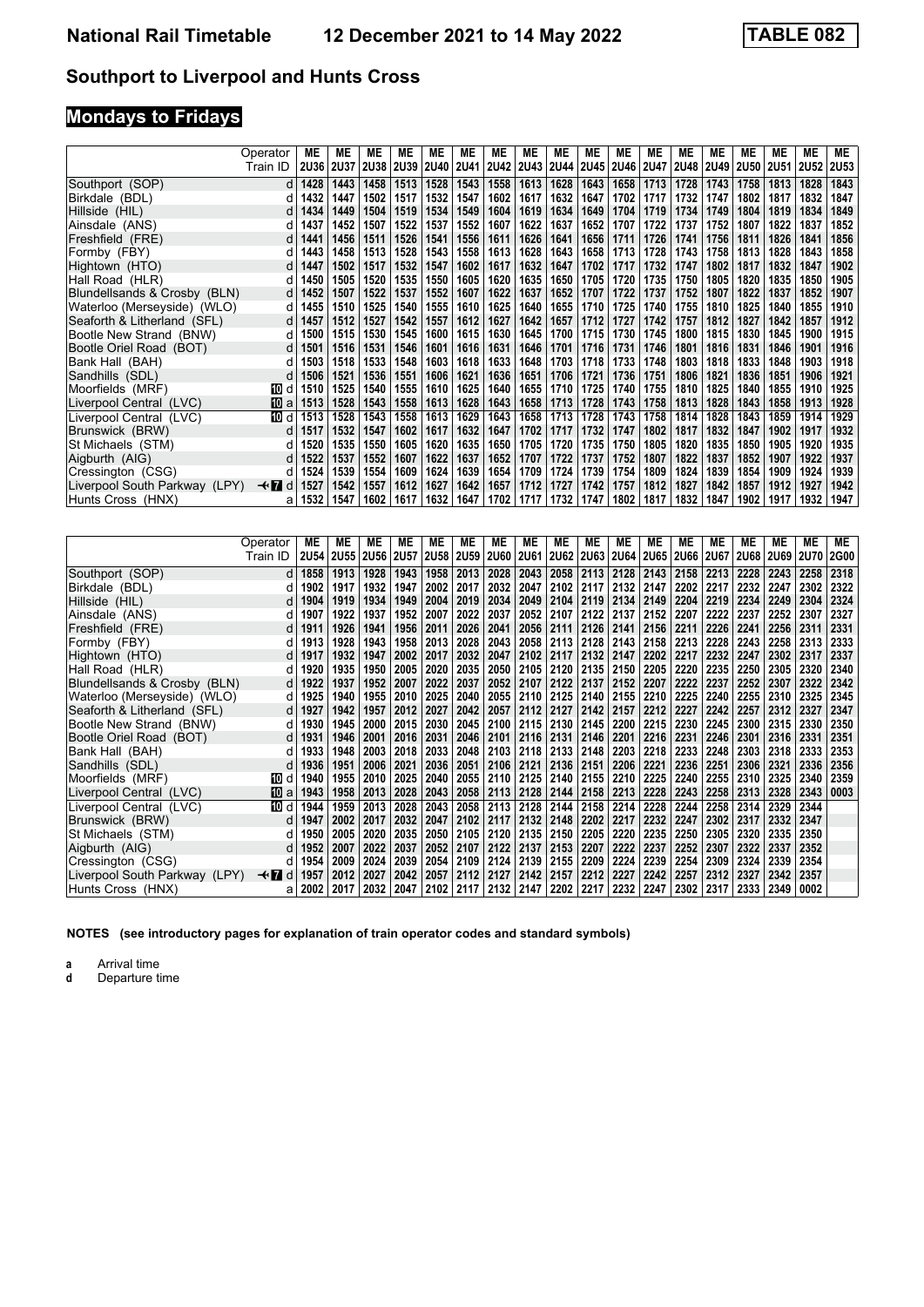# National Rail Timetable 12 December 2021 to 14 May 2022 TABLE 082

## Southport to Liverpool and Hunts Cross

## Mondays to Fridays

| Operator | | ME | ME | ME | ME | ME | ME | ME | ME | ME | ME | ME | ME | ME | ME | ME | ME | ME | ME |
|---|---|---|---|---|---|---|---|---|---|---|---|---|---|---|---|---|---|---|---|
| Train ID | | 2U36 | 2U37 | 2U38 | 2U39 | 2U40 | 2U41 | 2U42 | 2U43 | 2U44 | 2U45 | 2U46 | 2U47 | 2U48 | 2U49 | 2U50 | 2U51 | 2U52 | 2U53 |
| Southport (SOP) | d | 1428 | 1443 | 1458 | 1513 | 1528 | 1543 | 1558 | 1613 | 1628 | 1643 | 1658 | 1713 | 1728 | 1743 | 1758 | 1813 | 1828 | 1843 |
| Birkdale (BDL) | d | 1432 | 1447 | 1502 | 1517 | 1532 | 1547 | 1602 | 1617 | 1632 | 1647 | 1702 | 1717 | 1732 | 1747 | 1802 | 1817 | 1832 | 1847 |
| Hillside (HIL) | d | 1434 | 1449 | 1504 | 1519 | 1534 | 1549 | 1604 | 1619 | 1634 | 1649 | 1704 | 1719 | 1734 | 1749 | 1804 | 1819 | 1834 | 1849 |
| Ainsdale (ANS) | d | 1437 | 1452 | 1507 | 1522 | 1537 | 1552 | 1607 | 1622 | 1637 | 1652 | 1707 | 1722 | 1737 | 1752 | 1807 | 1822 | 1837 | 1852 |
| Freshfield (FRE) | d | 1441 | 1456 | 1511 | 1526 | 1541 | 1556 | 1611 | 1626 | 1641 | 1656 | 1711 | 1726 | 1741 | 1756 | 1811 | 1826 | 1841 | 1856 |
| Formby (FBY) | d | 1443 | 1458 | 1513 | 1528 | 1543 | 1558 | 1613 | 1628 | 1643 | 1658 | 1713 | 1728 | 1743 | 1758 | 1813 | 1828 | 1843 | 1858 |
| Hightown (HTO) | d | 1447 | 1502 | 1517 | 1532 | 1547 | 1602 | 1617 | 1632 | 1647 | 1702 | 1717 | 1732 | 1747 | 1802 | 1817 | 1832 | 1847 | 1902 |
| Hall Road (HLR) | d | 1450 | 1505 | 1520 | 1535 | 1550 | 1605 | 1620 | 1635 | 1650 | 1705 | 1720 | 1735 | 1750 | 1805 | 1820 | 1835 | 1850 | 1905 |
| Blundellsands & Crosby (BLN) | d | 1452 | 1507 | 1522 | 1537 | 1552 | 1607 | 1622 | 1637 | 1652 | 1707 | 1722 | 1737 | 1752 | 1807 | 1822 | 1837 | 1852 | 1907 |
| Waterloo (Merseyside) (WLO) | d | 1455 | 1510 | 1525 | 1540 | 1555 | 1610 | 1625 | 1640 | 1655 | 1710 | 1725 | 1740 | 1755 | 1810 | 1825 | 1840 | 1855 | 1910 |
| Seaforth & Litherland (SFL) | d | 1457 | 1512 | 1527 | 1542 | 1557 | 1612 | 1627 | 1642 | 1657 | 1712 | 1727 | 1742 | 1757 | 1812 | 1827 | 1842 | 1857 | 1912 |
| Bootle New Strand (BNW) | d | 1500 | 1515 | 1530 | 1545 | 1600 | 1615 | 1630 | 1645 | 1700 | 1715 | 1730 | 1745 | 1800 | 1815 | 1830 | 1845 | 1900 | 1915 |
| Bootle Oriel Road (BOT) | d | 1501 | 1516 | 1531 | 1546 | 1601 | 1616 | 1631 | 1646 | 1701 | 1716 | 1731 | 1746 | 1801 | 1816 | 1831 | 1846 | 1901 | 1916 |
| Bank Hall (BAH) | d | 1503 | 1518 | 1533 | 1548 | 1603 | 1618 | 1633 | 1648 | 1703 | 1718 | 1733 | 1748 | 1803 | 1818 | 1833 | 1848 | 1903 | 1918 |
| Sandhills (SDL) | d | 1506 | 1521 | 1536 | 1551 | 1606 | 1621 | 1636 | 1651 | 1706 | 1721 | 1736 | 1751 | 1806 | 1821 | 1836 | 1851 | 1906 | 1921 |
| Moorfields (MRF) | 10 d | 1510 | 1525 | 1540 | 1555 | 1610 | 1625 | 1640 | 1655 | 1710 | 1725 | 1740 | 1755 | 1810 | 1825 | 1840 | 1855 | 1910 | 1925 |
| Liverpool Central (LVC) | 10 a | 1513 | 1528 | 1543 | 1558 | 1613 | 1628 | 1643 | 1658 | 1713 | 1728 | 1743 | 1758 | 1813 | 1828 | 1843 | 1858 | 1913 | 1928 |
| Liverpool Central (LVC) | 10 d | 1513 | 1528 | 1543 | 1558 | 1613 | 1629 | 1643 | 1658 | 1713 | 1728 | 1743 | 1758 | 1814 | 1828 | 1843 | 1859 | 1914 | 1929 |
| Brunswick (BRW) | d | 1517 | 1532 | 1547 | 1602 | 1617 | 1632 | 1647 | 1702 | 1717 | 1732 | 1747 | 1802 | 1817 | 1832 | 1847 | 1902 | 1917 | 1932 |
| St Michaels (STM) | d | 1520 | 1535 | 1550 | 1605 | 1620 | 1635 | 1650 | 1705 | 1720 | 1735 | 1750 | 1805 | 1820 | 1835 | 1850 | 1905 | 1920 | 1935 |
| Aigburth (AIG) | d | 1522 | 1537 | 1552 | 1607 | 1622 | 1637 | 1652 | 1707 | 1722 | 1737 | 1752 | 1807 | 1822 | 1837 | 1852 | 1907 | 1922 | 1937 |
| Cressington (CSG) | d | 1524 | 1539 | 1554 | 1609 | 1624 | 1639 | 1654 | 1709 | 1724 | 1739 | 1754 | 1809 | 1824 | 1839 | 1854 | 1909 | 1924 | 1939 |
| Liverpool South Parkway (LPY) | ✈ 7 d | 1527 | 1542 | 1557 | 1612 | 1627 | 1642 | 1657 | 1712 | 1727 | 1742 | 1757 | 1812 | 1827 | 1842 | 1857 | 1912 | 1927 | 1942 |
| Hunts Cross (HNX) | a | 1532 | 1547 | 1602 | 1617 | 1632 | 1647 | 1702 | 1717 | 1732 | 1747 | 1802 | 1817 | 1832 | 1847 | 1902 | 1917 | 1932 | 1947 |

| Operator | | ME | ME | ME | ME | ME | ME | ME | ME | ME | ME | ME | ME | ME | ME | ME | ME | ME | ME |
|---|---|---|---|---|---|---|---|---|---|---|---|---|---|---|---|---|---|---|---|
| Train ID | | 2U54 | 2U55 | 2U56 | 2U57 | 2U58 | 2U59 | 2U60 | 2U61 | 2U62 | 2U63 | 2U64 | 2U65 | 2U66 | 2U67 | 2U68 | 2U69 | 2U70 | 2G00 |
| Southport (SOP) | d | 1858 | 1913 | 1928 | 1943 | 1958 | 2013 | 2028 | 2043 | 2058 | 2113 | 2128 | 2143 | 2158 | 2213 | 2228 | 2243 | 2258 | 2318 |
| Birkdale (BDL) | d | 1902 | 1917 | 1932 | 1947 | 2002 | 2017 | 2032 | 2047 | 2102 | 2117 | 2132 | 2147 | 2202 | 2217 | 2232 | 2247 | 2302 | 2322 |
| Hillside (HIL) | d | 1904 | 1919 | 1934 | 1949 | 2004 | 2019 | 2034 | 2049 | 2104 | 2119 | 2134 | 2149 | 2204 | 2219 | 2234 | 2249 | 2304 | 2324 |
| Ainsdale (ANS) | d | 1907 | 1922 | 1937 | 1952 | 2007 | 2022 | 2037 | 2052 | 2107 | 2122 | 2137 | 2152 | 2207 | 2222 | 2237 | 2252 | 2307 | 2327 |
| Freshfield (FRE) | d | 1911 | 1926 | 1941 | 1956 | 2011 | 2026 | 2041 | 2056 | 2111 | 2126 | 2141 | 2156 | 2211 | 2226 | 2241 | 2256 | 2311 | 2331 |
| Formby (FBY) | d | 1913 | 1928 | 1943 | 1958 | 2013 | 2028 | 2043 | 2058 | 2113 | 2128 | 2143 | 2158 | 2213 | 2228 | 2243 | 2258 | 2313 | 2333 |
| Hightown (HTO) | d | 1917 | 1932 | 1947 | 2002 | 2017 | 2032 | 2047 | 2102 | 2117 | 2132 | 2147 | 2202 | 2217 | 2232 | 2247 | 2302 | 2317 | 2337 |
| Hall Road (HLR) | d | 1920 | 1935 | 1950 | 2005 | 2020 | 2035 | 2050 | 2105 | 2120 | 2135 | 2150 | 2205 | 2220 | 2235 | 2250 | 2305 | 2320 | 2340 |
| Blundellsands & Crosby (BLN) | d | 1922 | 1937 | 1952 | 2007 | 2022 | 2037 | 2052 | 2107 | 2122 | 2137 | 2152 | 2207 | 2222 | 2237 | 2252 | 2307 | 2322 | 2342 |
| Waterloo (Merseyside) (WLO) | d | 1925 | 1940 | 1955 | 2010 | 2025 | 2040 | 2055 | 2110 | 2125 | 2140 | 2155 | 2210 | 2225 | 2240 | 2255 | 2310 | 2325 | 2345 |
| Seaforth & Litherland (SFL) | d | 1927 | 1942 | 1957 | 2012 | 2027 | 2042 | 2057 | 2112 | 2127 | 2142 | 2157 | 2212 | 2227 | 2242 | 2257 | 2312 | 2327 | 2347 |
| Bootle New Strand (BNW) | d | 1930 | 1945 | 2000 | 2015 | 2030 | 2045 | 2100 | 2115 | 2130 | 2145 | 2200 | 2215 | 2230 | 2245 | 2300 | 2315 | 2330 | 2350 |
| Bootle Oriel Road (BOT) | d | 1931 | 1946 | 2001 | 2016 | 2031 | 2046 | 2101 | 2116 | 2131 | 2146 | 2201 | 2216 | 2231 | 2246 | 2301 | 2316 | 2331 | 2351 |
| Bank Hall (BAH) | d | 1933 | 1948 | 2003 | 2018 | 2033 | 2048 | 2103 | 2118 | 2133 | 2148 | 2203 | 2218 | 2233 | 2248 | 2303 | 2318 | 2333 | 2353 |
| Sandhills (SDL) | d | 1936 | 1951 | 2006 | 2021 | 2036 | 2051 | 2106 | 2121 | 2136 | 2151 | 2206 | 2221 | 2236 | 2251 | 2306 | 2321 | 2336 | 2356 |
| Moorfields (MRF) | 10 d | 1940 | 1955 | 2010 | 2025 | 2040 | 2055 | 2110 | 2125 | 2140 | 2155 | 2210 | 2225 | 2240 | 2255 | 2310 | 2325 | 2340 | 2359 |
| Liverpool Central (LVC) | 10 a | 1943 | 1958 | 2013 | 2028 | 2043 | 2058 | 2113 | 2128 | 2144 | 2158 | 2213 | 2228 | 2243 | 2258 | 2313 | 2328 | 2343 | 0003 |
| Liverpool Central (LVC) | 10 d | 1944 | 1959 | 2013 | 2028 | 2043 | 2058 | 2113 | 2128 | 2144 | 2158 | 2214 | 2228 | 2244 | 2258 | 2314 | 2329 | 2344 | |
| Brunswick (BRW) | d | 1947 | 2002 | 2017 | 2032 | 2047 | 2102 | 2117 | 2132 | 2148 | 2202 | 2217 | 2232 | 2247 | 2302 | 2317 | 2332 | 2347 | |
| St Michaels (STM) | d | 1950 | 2005 | 2020 | 2035 | 2050 | 2105 | 2120 | 2135 | 2150 | 2205 | 2220 | 2235 | 2250 | 2305 | 2320 | 2335 | 2350 | |
| Aigburth (AIG) | d | 1952 | 2007 | 2022 | 2037 | 2052 | 2107 | 2122 | 2137 | 2153 | 2207 | 2222 | 2237 | 2252 | 2307 | 2322 | 2337 | 2352 | |
| Cressington (CSG) | d | 1954 | 2009 | 2024 | 2039 | 2054 | 2109 | 2124 | 2139 | 2155 | 2209 | 2224 | 2239 | 2254 | 2309 | 2324 | 2339 | 2354 | |
| Liverpool South Parkway (LPY) | ✈ 7 d | 1957 | 2012 | 2027 | 2042 | 2057 | 2112 | 2127 | 2142 | 2157 | 2212 | 2227 | 2242 | 2257 | 2312 | 2327 | 2342 | 2357 | |
| Hunts Cross (HNX) | a | 2002 | 2017 | 2032 | 2047 | 2102 | 2117 | 2132 | 2147 | 2202 | 2217 | 2232 | 2247 | 2302 | 2317 | 2333 | 2349 | 0002 | |

**NOTES (see introductory pages for explanation of train operator codes and standard symbols)**

**a** Arrival time
**d** Departure time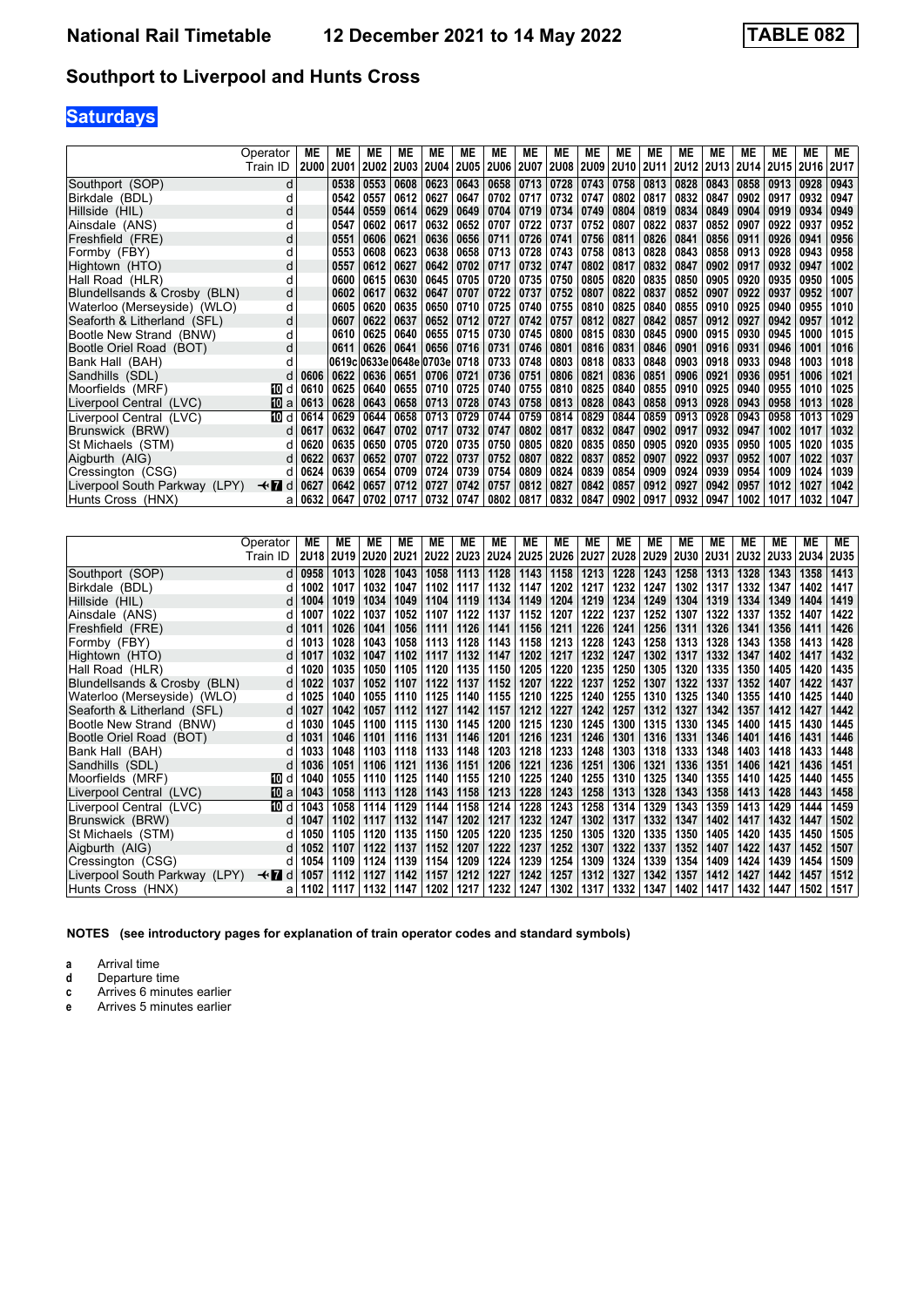# National Rail Timetable   12 December 2021 to 14 May 2022   TABLE 082

## Southport to Liverpool and Hunts Cross

### Saturdays

| | Operator | ME | ME | ME | ME | ME | ME | ME | ME | ME | ME | ME | ME | ME | ME | ME | ME | ME | ME |
|---|---|---|---|---|---|---|---|---|---|---|---|---|---|---|---|---|---|---|---|
| | Train ID | 2U00 | 2U01 | 2U02 | 2U03 | 2U04 | 2U05 | 2U06 | 2U07 | 2U08 | 2U09 | 2U10 | 2U11 | 2U12 | 2U13 | 2U14 | 2U15 | 2U16 | 2U17 |
| Southport (SOP) | d | | 0538 | 0553 | 0608 | 0623 | 0643 | 0658 | 0713 | 0728 | 0743 | 0758 | 0813 | 0828 | 0843 | 0858 | 0913 | 0928 | 0943 |
| Birkdale (BDL) | d | | 0542 | 0557 | 0612 | 0627 | 0647 | 0702 | 0717 | 0732 | 0747 | 0802 | 0817 | 0832 | 0847 | 0902 | 0917 | 0932 | 0947 |
| Hillside (HIL) | d | | 0544 | 0559 | 0614 | 0629 | 0649 | 0704 | 0719 | 0734 | 0749 | 0804 | 0819 | 0834 | 0849 | 0904 | 0919 | 0934 | 0949 |
| Ainsdale (ANS) | d | | 0547 | 0602 | 0617 | 0632 | 0652 | 0707 | 0722 | 0737 | 0752 | 0807 | 0822 | 0837 | 0852 | 0907 | 0922 | 0937 | 0952 |
| Freshfield (FRE) | d | | 0551 | 0606 | 0621 | 0636 | 0656 | 0711 | 0726 | 0741 | 0756 | 0811 | 0826 | 0841 | 0856 | 0911 | 0926 | 0941 | 0956 |
| Formby (FBY) | d | | 0553 | 0608 | 0623 | 0638 | 0658 | 0713 | 0728 | 0743 | 0758 | 0813 | 0828 | 0843 | 0858 | 0913 | 0928 | 0943 | 0958 |
| Hightown (HTO) | d | | 0557 | 0612 | 0627 | 0642 | 0702 | 0717 | 0732 | 0747 | 0802 | 0817 | 0832 | 0847 | 0902 | 0917 | 0932 | 0947 | 1002 |
| Hall Road (HLR) | d | | 0600 | 0615 | 0630 | 0645 | 0705 | 0720 | 0735 | 0750 | 0805 | 0820 | 0835 | 0850 | 0905 | 0920 | 0935 | 0950 | 1005 |
| Blundellsands & Crosby (BLN) | d | | 0602 | 0617 | 0632 | 0647 | 0707 | 0722 | 0737 | 0752 | 0807 | 0822 | 0837 | 0852 | 0907 | 0922 | 0937 | 0952 | 1007 |
| Waterloo (Merseyside) (WLO) | d | | 0605 | 0620 | 0635 | 0650 | 0710 | 0725 | 0740 | 0755 | 0810 | 0825 | 0840 | 0855 | 0910 | 0925 | 0940 | 0955 | 1010 |
| Seaforth & Litherland (SFL) | d | | 0607 | 0622 | 0637 | 0652 | 0712 | 0727 | 0742 | 0757 | 0812 | 0827 | 0842 | 0857 | 0912 | 0927 | 0942 | 0957 | 1012 |
| Bootle New Strand (BNW) | d | | 0610 | 0625 | 0640 | 0655 | 0715 | 0730 | 0745 | 0800 | 0815 | 0830 | 0845 | 0900 | 0915 | 0930 | 0945 | 1000 | 1015 |
| Bootle Oriel Road (BOT) | d | | 0611 | 0626 | 0641 | 0656 | 0716 | 0731 | 0746 | 0801 | 0816 | 0831 | 0846 | 0901 | 0916 | 0931 | 0946 | 1001 | 1016 |
| Bank Hall (BAH) | d | | 0619c | 0633e | 0648e | 0703e | 0718 | 0733 | 0748 | 0803 | 0818 | 0833 | 0848 | 0903 | 0918 | 0933 | 0948 | 1003 | 1018 |
| Sandhills (SDL) | d | 0606 | 0622 | 0636 | 0651 | 0706 | 0721 | 0736 | 0751 | 0806 | 0821 | 0836 | 0851 | 0906 | 0921 | 0936 | 0951 | 1006 | 1021 |
| Moorfields (MRF) | 10 d | 0610 | 0625 | 0640 | 0655 | 0710 | 0725 | 0740 | 0755 | 0810 | 0825 | 0840 | 0855 | 0910 | 0925 | 0940 | 0955 | 1010 | 1025 |
| Liverpool Central (LVC) | 10 a | 0613 | 0628 | 0643 | 0658 | 0713 | 0728 | 0743 | 0758 | 0813 | 0828 | 0843 | 0858 | 0913 | 0928 | 0943 | 0958 | 1013 | 1028 |
| Liverpool Central (LVC) | 10 d | 0614 | 0629 | 0644 | 0658 | 0713 | 0729 | 0744 | 0759 | 0814 | 0829 | 0844 | 0859 | 0913 | 0928 | 0943 | 0958 | 1013 | 1029 |
| Brunswick (BRW) | d | 0617 | 0632 | 0647 | 0702 | 0717 | 0732 | 0747 | 0802 | 0817 | 0832 | 0847 | 0902 | 0917 | 0932 | 0947 | 1002 | 1017 | 1032 |
| St Michaels (STM) | d | 0620 | 0635 | 0650 | 0705 | 0720 | 0735 | 0750 | 0805 | 0820 | 0835 | 0850 | 0905 | 0920 | 0935 | 0950 | 1005 | 1020 | 1035 |
| Aigburth (AIG) | d | 0622 | 0637 | 0652 | 0707 | 0722 | 0737 | 0752 | 0807 | 0822 | 0837 | 0852 | 0907 | 0922 | 0937 | 0952 | 1007 | 1022 | 1037 |
| Cressington (CSG) | d | 0624 | 0639 | 0654 | 0709 | 0724 | 0739 | 0754 | 0809 | 0824 | 0839 | 0854 | 0909 | 0924 | 0939 | 0954 | 1009 | 1024 | 1039 |
| Liverpool South Parkway (LPY) | ✈ 7 d | 0627 | 0642 | 0657 | 0712 | 0727 | 0742 | 0757 | 0812 | 0827 | 0842 | 0857 | 0912 | 0927 | 0942 | 0957 | 1012 | 1027 | 1042 |
| Hunts Cross (HNX) | a | 0632 | 0647 | 0702 | 0717 | 0732 | 0747 | 0802 | 0817 | 0832 | 0847 | 0902 | 0917 | 0932 | 0947 | 1002 | 1017 | 1032 | 1047 |

| | Operator | ME | ME | ME | ME | ME | ME | ME | ME | ME | ME | ME | ME | ME | ME | ME | ME | ME | ME |
|---|---|---|---|---|---|---|---|---|---|---|---|---|---|---|---|---|---|---|---|
| | Train ID | 2U18 | 2U19 | 2U20 | 2U21 | 2U22 | 2U23 | 2U24 | 2U25 | 2U26 | 2U27 | 2U28 | 2U29 | 2U30 | 2U31 | 2U32 | 2U33 | 2U34 | 2U35 |
| Southport (SOP) | d | 0958 | 1013 | 1028 | 1043 | 1058 | 1113 | 1128 | 1143 | 1158 | 1213 | 1228 | 1243 | 1258 | 1313 | 1328 | 1343 | 1358 | 1413 |
| Birkdale (BDL) | d | 1002 | 1017 | 1032 | 1047 | 1102 | 1117 | 1132 | 1147 | 1202 | 1217 | 1232 | 1247 | 1302 | 1317 | 1332 | 1347 | 1402 | 1417 |
| Hillside (HIL) | d | 1004 | 1019 | 1034 | 1049 | 1104 | 1119 | 1134 | 1149 | 1204 | 1219 | 1234 | 1249 | 1304 | 1319 | 1334 | 1349 | 1404 | 1419 |
| Ainsdale (ANS) | d | 1007 | 1022 | 1037 | 1052 | 1107 | 1122 | 1137 | 1152 | 1207 | 1222 | 1237 | 1252 | 1307 | 1322 | 1337 | 1352 | 1407 | 1422 |
| Freshfield (FRE) | d | 1011 | 1026 | 1041 | 1056 | 1111 | 1126 | 1141 | 1156 | 1211 | 1226 | 1241 | 1256 | 1311 | 1326 | 1341 | 1356 | 1411 | 1426 |
| Formby (FBY) | d | 1013 | 1028 | 1043 | 1058 | 1113 | 1128 | 1143 | 1158 | 1213 | 1228 | 1243 | 1258 | 1313 | 1328 | 1343 | 1358 | 1413 | 1428 |
| Hightown (HTO) | d | 1017 | 1032 | 1047 | 1102 | 1117 | 1132 | 1147 | 1202 | 1217 | 1232 | 1247 | 1302 | 1317 | 1332 | 1347 | 1402 | 1417 | 1432 |
| Hall Road (HLR) | d | 1020 | 1035 | 1050 | 1105 | 1120 | 1135 | 1150 | 1205 | 1220 | 1235 | 1250 | 1305 | 1320 | 1335 | 1350 | 1405 | 1420 | 1435 |
| Blundellsands & Crosby (BLN) | d | 1022 | 1037 | 1052 | 1107 | 1122 | 1137 | 1152 | 1207 | 1222 | 1237 | 1252 | 1307 | 1322 | 1337 | 1352 | 1407 | 1422 | 1437 |
| Waterloo (Merseyside) (WLO) | d | 1025 | 1040 | 1055 | 1110 | 1125 | 1140 | 1155 | 1210 | 1225 | 1240 | 1255 | 1310 | 1325 | 1340 | 1355 | 1410 | 1425 | 1440 |
| Seaforth & Litherland (SFL) | d | 1027 | 1042 | 1057 | 1112 | 1127 | 1142 | 1157 | 1212 | 1227 | 1242 | 1257 | 1312 | 1327 | 1342 | 1357 | 1412 | 1427 | 1442 |
| Bootle New Strand (BNW) | d | 1030 | 1045 | 1100 | 1115 | 1130 | 1145 | 1200 | 1215 | 1230 | 1245 | 1300 | 1315 | 1330 | 1345 | 1400 | 1415 | 1430 | 1445 |
| Bootle Oriel Road (BOT) | d | 1031 | 1046 | 1101 | 1116 | 1131 | 1146 | 1201 | 1216 | 1231 | 1246 | 1301 | 1316 | 1331 | 1346 | 1401 | 1416 | 1431 | 1446 |
| Bank Hall (BAH) | d | 1033 | 1048 | 1103 | 1118 | 1133 | 1148 | 1203 | 1218 | 1233 | 1248 | 1303 | 1318 | 1333 | 1348 | 1403 | 1418 | 1433 | 1448 |
| Sandhills (SDL) | d | 1036 | 1051 | 1106 | 1121 | 1136 | 1151 | 1206 | 1221 | 1236 | 1251 | 1306 | 1321 | 1336 | 1351 | 1406 | 1421 | 1436 | 1451 |
| Moorfields (MRF) | 10 d | 1040 | 1055 | 1110 | 1125 | 1140 | 1155 | 1210 | 1225 | 1240 | 1255 | 1310 | 1325 | 1340 | 1355 | 1410 | 1425 | 1440 | 1455 |
| Liverpool Central (LVC) | 10 a | 1043 | 1058 | 1113 | 1128 | 1143 | 1158 | 1213 | 1228 | 1243 | 1258 | 1313 | 1328 | 1343 | 1358 | 1413 | 1428 | 1443 | 1458 |
| Liverpool Central (LVC) | 10 d | 1043 | 1058 | 1114 | 1129 | 1144 | 1158 | 1214 | 1228 | 1243 | 1258 | 1314 | 1329 | 1343 | 1359 | 1413 | 1429 | 1444 | 1459 |
| Brunswick (BRW) | d | 1047 | 1102 | 1117 | 1132 | 1147 | 1202 | 1217 | 1232 | 1247 | 1302 | 1317 | 1332 | 1347 | 1402 | 1417 | 1432 | 1447 | 1502 |
| St Michaels (STM) | d | 1050 | 1105 | 1120 | 1135 | 1150 | 1205 | 1220 | 1235 | 1250 | 1305 | 1320 | 1335 | 1350 | 1405 | 1420 | 1435 | 1450 | 1505 |
| Aigburth (AIG) | d | 1052 | 1107 | 1122 | 1137 | 1152 | 1207 | 1222 | 1237 | 1252 | 1307 | 1322 | 1337 | 1352 | 1407 | 1422 | 1437 | 1452 | 1507 |
| Cressington (CSG) | d | 1054 | 1109 | 1124 | 1139 | 1154 | 1209 | 1224 | 1239 | 1254 | 1309 | 1324 | 1339 | 1354 | 1409 | 1424 | 1439 | 1454 | 1509 |
| Liverpool South Parkway (LPY) | ✈ 7 d | 1057 | 1112 | 1127 | 1142 | 1157 | 1212 | 1227 | 1242 | 1257 | 1312 | 1327 | 1342 | 1357 | 1412 | 1427 | 1442 | 1457 | 1512 |
| Hunts Cross (HNX) | a | 1102 | 1117 | 1132 | 1147 | 1202 | 1217 | 1232 | 1247 | 1302 | 1317 | 1332 | 1347 | 1402 | 1417 | 1432 | 1447 | 1502 | 1517 |

**NOTES (see introductory pages for explanation of train operator codes and standard symbols)**

- **a** Arrival time
- **d** Departure time
- **c** Arrives 6 minutes earlier
- **e** Arrives 5 minutes earlier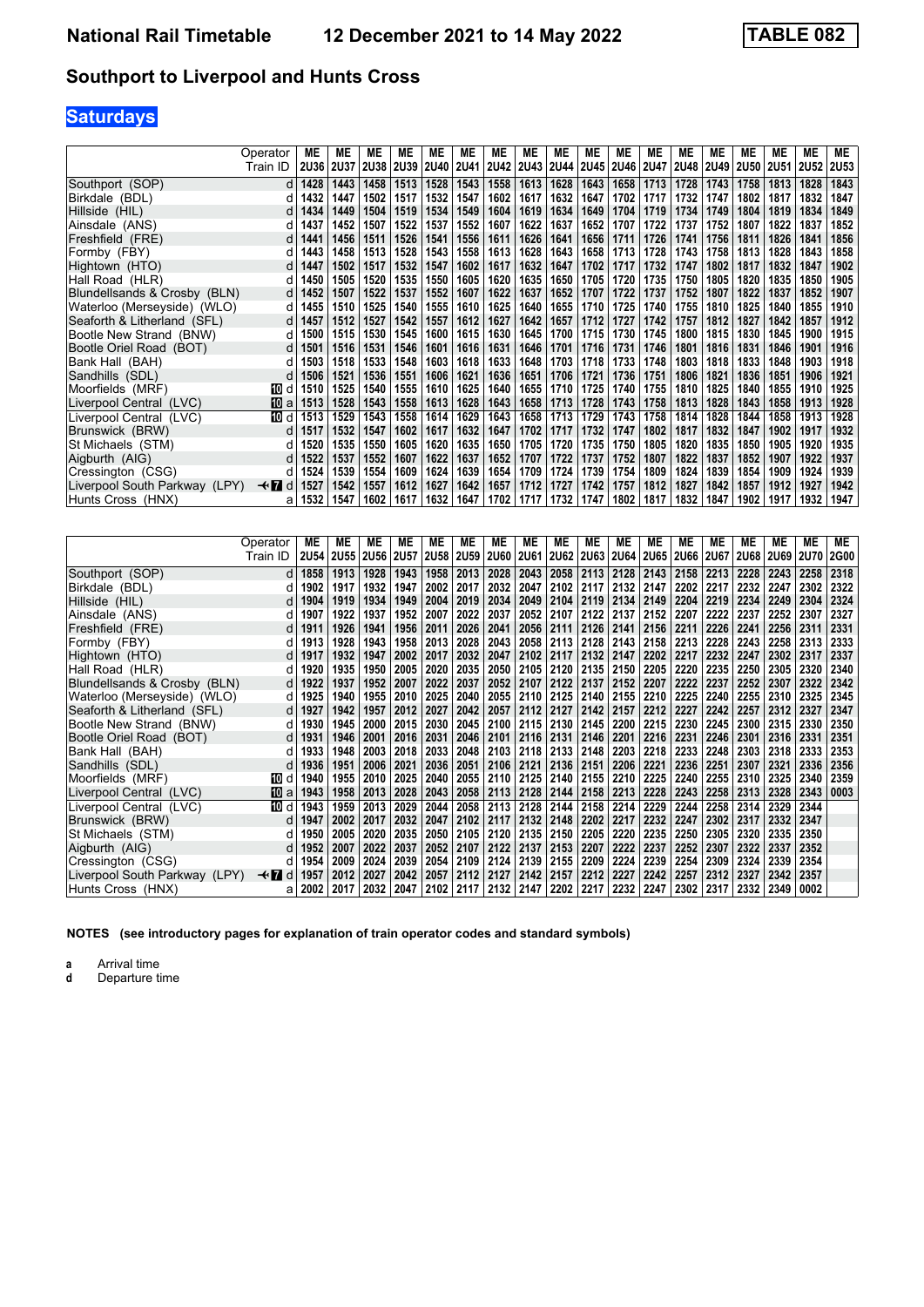# National Rail Timetable 12 December 2021 to 14 May 2022 TABLE 082

## Southport to Liverpool and Hunts Cross

### Saturdays

| | | ME | ME | ME | ME | ME | ME | ME | ME | ME | ME | ME | ME | ME | ME | ME | ME | ME | ME |
|---|---|---|---|---|---|---|---|---|---|---|---|---|---|---|---|---|---|---|---|
| Operator<br>Train ID | | 2U36 | 2U37 | 2U38 | 2U39 | 2U40 | 2U41 | 2U42 | 2U43 | 2U44 | 2U45 | 2U46 | 2U47 | 2U48 | 2U49 | 2U50 | 2U51 | 2U52 | 2U53 |
| Southport (SOP) | d | 1428 | 1443 | 1458 | 1513 | 1528 | 1543 | 1558 | 1613 | 1628 | 1643 | 1658 | 1713 | 1728 | 1743 | 1758 | 1813 | 1828 | 1843 |
| Birkdale (BDL) | d | 1432 | 1447 | 1502 | 1517 | 1532 | 1547 | 1602 | 1617 | 1632 | 1647 | 1702 | 1717 | 1732 | 1747 | 1802 | 1817 | 1832 | 1847 |
| Hillside (HIL) | d | 1434 | 1449 | 1504 | 1519 | 1534 | 1549 | 1604 | 1619 | 1634 | 1649 | 1704 | 1719 | 1734 | 1749 | 1804 | 1819 | 1834 | 1849 |
| Ainsdale (ANS) | d | 1437 | 1452 | 1507 | 1522 | 1537 | 1552 | 1607 | 1622 | 1637 | 1652 | 1707 | 1722 | 1737 | 1752 | 1807 | 1822 | 1837 | 1852 |
| Freshfield (FRE) | d | 1441 | 1456 | 1511 | 1526 | 1541 | 1556 | 1611 | 1626 | 1641 | 1656 | 1711 | 1726 | 1741 | 1756 | 1811 | 1826 | 1841 | 1856 |
| Formby (FBY) | d | 1443 | 1458 | 1513 | 1528 | 1543 | 1558 | 1613 | 1628 | 1643 | 1658 | 1713 | 1728 | 1743 | 1758 | 1813 | 1828 | 1843 | 1858 |
| Hightown (HTO) | d | 1447 | 1502 | 1517 | 1532 | 1547 | 1602 | 1617 | 1632 | 1647 | 1702 | 1717 | 1732 | 1747 | 1802 | 1817 | 1832 | 1847 | 1902 |
| Hall Road (HLR) | d | 1450 | 1505 | 1520 | 1535 | 1550 | 1605 | 1620 | 1635 | 1650 | 1705 | 1720 | 1735 | 1750 | 1805 | 1820 | 1835 | 1850 | 1905 |
| Blundellsands & Crosby (BLN) | d | 1452 | 1507 | 1522 | 1537 | 1552 | 1607 | 1622 | 1637 | 1652 | 1707 | 1722 | 1737 | 1752 | 1807 | 1822 | 1837 | 1852 | 1907 |
| Waterloo (Merseyside) (WLO) | d | 1455 | 1510 | 1525 | 1540 | 1555 | 1610 | 1625 | 1640 | 1655 | 1710 | 1725 | 1740 | 1755 | 1810 | 1825 | 1840 | 1855 | 1910 |
| Seaforth & Litherland (SFL) | d | 1457 | 1512 | 1527 | 1542 | 1557 | 1612 | 1627 | 1642 | 1657 | 1712 | 1727 | 1742 | 1757 | 1812 | 1827 | 1842 | 1857 | 1912 |
| Bootle New Strand (BNW) | d | 1500 | 1515 | 1530 | 1545 | 1600 | 1615 | 1630 | 1645 | 1700 | 1715 | 1730 | 1745 | 1800 | 1815 | 1830 | 1845 | 1900 | 1915 |
| Bootle Oriel Road (BOT) | d | 1501 | 1516 | 1531 | 1546 | 1601 | 1616 | 1631 | 1646 | 1701 | 1716 | 1731 | 1746 | 1801 | 1816 | 1831 | 1846 | 1901 | 1916 |
| Bank Hall (BAH) | d | 1503 | 1518 | 1533 | 1548 | 1603 | 1618 | 1633 | 1648 | 1703 | 1718 | 1733 | 1748 | 1803 | 1818 | 1833 | 1848 | 1903 | 1918 |
| Sandhills (SDL) | d | 1506 | 1521 | 1536 | 1551 | 1606 | 1621 | 1636 | 1651 | 1706 | 1721 | 1736 | 1751 | 1806 | 1821 | 1836 | 1851 | 1906 | 1921 |
| Moorfields (MRF) | 10 d | 1510 | 1525 | 1540 | 1555 | 1610 | 1625 | 1640 | 1655 | 1710 | 1725 | 1740 | 1755 | 1810 | 1825 | 1840 | 1855 | 1910 | 1925 |
| Liverpool Central (LVC) | 10 a | 1513 | 1528 | 1543 | 1558 | 1613 | 1628 | 1643 | 1658 | 1713 | 1728 | 1743 | 1758 | 1813 | 1828 | 1843 | 1858 | 1913 | 1928 |
| Liverpool Central (LVC) | 10 d | 1513 | 1529 | 1543 | 1558 | 1614 | 1629 | 1643 | 1658 | 1713 | 1729 | 1743 | 1758 | 1814 | 1828 | 1844 | 1858 | 1913 | 1928 |
| Brunswick (BRW) | d | 1517 | 1532 | 1547 | 1602 | 1617 | 1632 | 1647 | 1702 | 1717 | 1732 | 1747 | 1802 | 1817 | 1832 | 1847 | 1902 | 1917 | 1932 |
| St Michaels (STM) | d | 1520 | 1535 | 1550 | 1605 | 1620 | 1635 | 1650 | 1705 | 1720 | 1735 | 1750 | 1805 | 1820 | 1835 | 1850 | 1905 | 1920 | 1935 |
| Aigburth (AIG) | d | 1522 | 1537 | 1552 | 1607 | 1622 | 1637 | 1652 | 1707 | 1722 | 1737 | 1752 | 1807 | 1822 | 1837 | 1852 | 1907 | 1922 | 1937 |
| Cressington (CSG) | d | 1524 | 1539 | 1554 | 1609 | 1624 | 1639 | 1654 | 1709 | 1724 | 1739 | 1754 | 1809 | 1824 | 1839 | 1854 | 1909 | 1924 | 1939 |
| Liverpool South Parkway (LPY) | ✈ 7 d | 1527 | 1542 | 1557 | 1612 | 1627 | 1642 | 1657 | 1712 | 1727 | 1742 | 1757 | 1812 | 1827 | 1842 | 1857 | 1912 | 1927 | 1942 |
| Hunts Cross (HNX) | a | 1532 | 1547 | 1602 | 1617 | 1632 | 1647 | 1702 | 1717 | 1732 | 1747 | 1802 | 1817 | 1832 | 1847 | 1902 | 1917 | 1932 | 1947 |

| | | ME | ME | ME | ME | ME | ME | ME | ME | ME | ME | ME | ME | ME | ME | ME | ME | ME | ME |
|---|---|---|---|---|---|---|---|---|---|---|---|---|---|---|---|---|---|---|---|
| Operator<br>Train ID | | 2U54 | 2U55 | 2U56 | 2U57 | 2U58 | 2U59 | 2U60 | 2U61 | 2U62 | 2U63 | 2U64 | 2U65 | 2U66 | 2U67 | 2U68 | 2U69 | 2U70 | 2G00 |
| Southport (SOP) | d | 1858 | 1913 | 1928 | 1943 | 1958 | 2013 | 2028 | 2043 | 2058 | 2113 | 2128 | 2143 | 2158 | 2213 | 2228 | 2243 | 2258 | 2318 |
| Birkdale (BDL) | d | 1902 | 1917 | 1932 | 1947 | 2002 | 2017 | 2032 | 2047 | 2102 | 2117 | 2132 | 2147 | 2202 | 2217 | 2232 | 2247 | 2302 | 2322 |
| Hillside (HIL) | d | 1904 | 1919 | 1934 | 1949 | 2004 | 2019 | 2034 | 2049 | 2104 | 2119 | 2134 | 2149 | 2204 | 2219 | 2234 | 2249 | 2304 | 2324 |
| Ainsdale (ANS) | d | 1907 | 1922 | 1937 | 1952 | 2007 | 2022 | 2037 | 2052 | 2107 | 2122 | 2137 | 2152 | 2207 | 2222 | 2237 | 2252 | 2307 | 2327 |
| Freshfield (FRE) | d | 1911 | 1926 | 1941 | 1956 | 2011 | 2026 | 2041 | 2056 | 2111 | 2126 | 2141 | 2156 | 2211 | 2226 | 2241 | 2256 | 2311 | 2331 |
| Formby (FBY) | d | 1913 | 1928 | 1943 | 1958 | 2013 | 2028 | 2043 | 2058 | 2113 | 2128 | 2143 | 2158 | 2213 | 2228 | 2243 | 2258 | 2313 | 2333 |
| Hightown (HTO) | d | 1917 | 1932 | 1947 | 2002 | 2017 | 2032 | 2047 | 2102 | 2117 | 2132 | 2147 | 2202 | 2217 | 2232 | 2247 | 2302 | 2317 | 2337 |
| Hall Road (HLR) | d | 1920 | 1935 | 1950 | 2005 | 2020 | 2035 | 2050 | 2105 | 2120 | 2135 | 2150 | 2205 | 2220 | 2235 | 2250 | 2305 | 2320 | 2340 |
| Blundellsands & Crosby (BLN) | d | 1922 | 1937 | 1952 | 2007 | 2022 | 2037 | 2052 | 2107 | 2122 | 2137 | 2152 | 2207 | 2222 | 2237 | 2252 | 2307 | 2322 | 2342 |
| Waterloo (Merseyside) (WLO) | d | 1925 | 1940 | 1955 | 2010 | 2025 | 2040 | 2055 | 2110 | 2125 | 2140 | 2155 | 2210 | 2225 | 2240 | 2255 | 2310 | 2325 | 2345 |
| Seaforth & Litherland (SFL) | d | 1927 | 1942 | 1957 | 2012 | 2027 | 2042 | 2057 | 2112 | 2127 | 2142 | 2157 | 2212 | 2227 | 2242 | 2257 | 2312 | 2327 | 2347 |
| Bootle New Strand (BNW) | d | 1930 | 1945 | 2000 | 2015 | 2030 | 2045 | 2100 | 2115 | 2130 | 2145 | 2200 | 2215 | 2230 | 2245 | 2300 | 2315 | 2330 | 2350 |
| Bootle Oriel Road (BOT) | d | 1931 | 1946 | 2001 | 2016 | 2031 | 2046 | 2101 | 2116 | 2131 | 2146 | 2201 | 2216 | 2231 | 2246 | 2301 | 2316 | 2331 | 2351 |
| Bank Hall (BAH) | d | 1933 | 1948 | 2003 | 2018 | 2033 | 2048 | 2103 | 2118 | 2133 | 2148 | 2203 | 2218 | 2233 | 2248 | 2303 | 2318 | 2333 | 2353 |
| Sandhills (SDL) | d | 1936 | 1951 | 2006 | 2021 | 2036 | 2051 | 2106 | 2121 | 2136 | 2151 | 2206 | 2221 | 2236 | 2251 | 2307 | 2321 | 2336 | 2356 |
| Moorfields (MRF) | 10 d | 1940 | 1955 | 2010 | 2025 | 2040 | 2055 | 2110 | 2125 | 2140 | 2155 | 2210 | 2225 | 2240 | 2255 | 2310 | 2325 | 2340 | 2359 |
| Liverpool Central (LVC) | 10 a | 1943 | 1958 | 2013 | 2028 | 2043 | 2058 | 2113 | 2128 | 2144 | 2158 | 2213 | 2228 | 2243 | 2258 | 2313 | 2328 | 2343 | 0003 |
| Liverpool Central (LVC) | 10 d | 1943 | 1959 | 2013 | 2029 | 2044 | 2058 | 2113 | 2128 | 2144 | 2158 | 2214 | 2229 | 2244 | 2258 | 2314 | 2329 | 2344 | |
| Brunswick (BRW) | d | 1947 | 2002 | 2017 | 2032 | 2047 | 2102 | 2117 | 2132 | 2148 | 2202 | 2217 | 2232 | 2247 | 2302 | 2317 | 2332 | 2347 | |
| St Michaels (STM) | d | 1950 | 2005 | 2020 | 2035 | 2050 | 2105 | 2120 | 2135 | 2150 | 2205 | 2220 | 2235 | 2250 | 2305 | 2320 | 2335 | 2350 | |
| Aigburth (AIG) | d | 1952 | 2007 | 2022 | 2037 | 2052 | 2107 | 2122 | 2137 | 2153 | 2207 | 2222 | 2237 | 2252 | 2307 | 2322 | 2337 | 2352 | |
| Cressington (CSG) | d | 1954 | 2009 | 2024 | 2039 | 2054 | 2109 | 2124 | 2139 | 2155 | 2209 | 2224 | 2239 | 2254 | 2309 | 2324 | 2339 | 2354 | |
| Liverpool South Parkway (LPY) | ✈ 7 d | 1957 | 2012 | 2027 | 2042 | 2057 | 2112 | 2127 | 2142 | 2157 | 2212 | 2227 | 2242 | 2257 | 2312 | 2327 | 2342 | 2357 | |
| Hunts Cross (HNX) | a | 2002 | 2017 | 2032 | 2047 | 2102 | 2117 | 2132 | 2147 | 2202 | 2217 | 2232 | 2247 | 2302 | 2317 | 2332 | 2349 | 0002 | |

**NOTES (see introductory pages for explanation of train operator codes and standard symbols)**

**a** Arrival time
**d** Departure time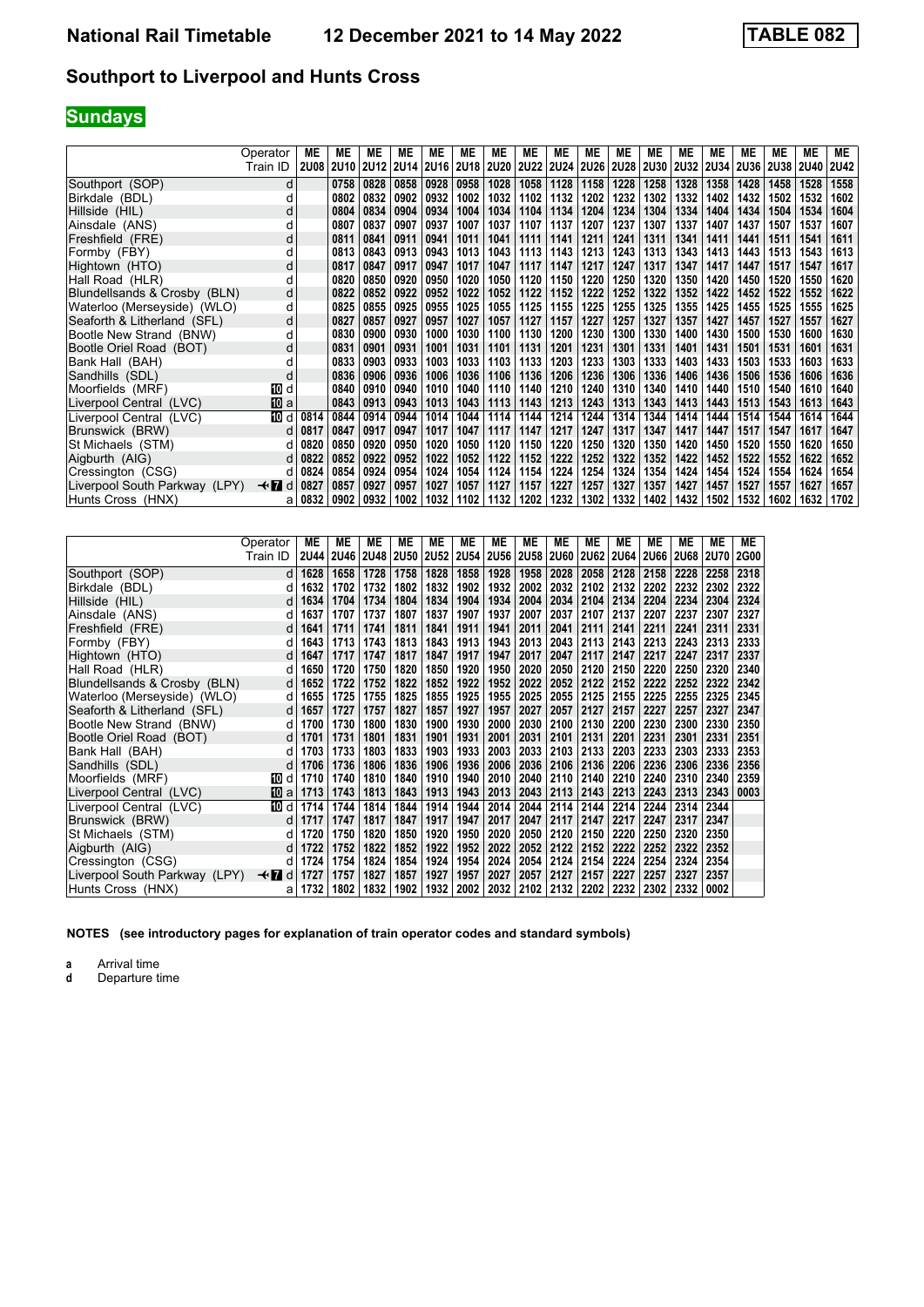# National Rail Timetable 12 December 2021 to 14 May 2022 TABLE 082

## Southport to Liverpool and Hunts Cross

## Sundays

| | | ME | ME | ME | ME | ME | ME | ME | ME | ME | ME | ME | ME | ME | ME | ME | ME | ME | ME |
|---|---|---|---|---|---|---|---|---|---|---|---|---|---|---|---|---|---|---|---|
| Operator / Train ID | | 2U08 | 2U10 | 2U12 | 2U14 | 2U16 | 2U18 | 2U20 | 2U22 | 2U24 | 2U26 | 2U28 | 2U30 | 2U32 | 2U34 | 2U36 | 2U38 | 2U40 | 2U42 |
| Southport (SOP) | d | | 0758 | 0828 | 0858 | 0928 | 0958 | 1028 | 1058 | 1128 | 1158 | 1228 | 1258 | 1328 | 1358 | 1428 | 1458 | 1528 | 1558 |
| Birkdale (BDL) | d | | 0802 | 0832 | 0902 | 0932 | 1002 | 1032 | 1102 | 1132 | 1202 | 1232 | 1302 | 1332 | 1402 | 1432 | 1502 | 1532 | 1602 |
| Hillside (HIL) | d | | 0804 | 0834 | 0904 | 0934 | 1004 | 1034 | 1104 | 1134 | 1204 | 1234 | 1304 | 1334 | 1404 | 1434 | 1504 | 1534 | 1604 |
| Ainsdale (ANS) | d | | 0807 | 0837 | 0907 | 0937 | 1007 | 1037 | 1107 | 1137 | 1207 | 1237 | 1307 | 1337 | 1407 | 1437 | 1507 | 1537 | 1607 |
| Freshfield (FRE) | d | | 0811 | 0841 | 0911 | 0941 | 1011 | 1041 | 1111 | 1141 | 1211 | 1241 | 1311 | 1341 | 1411 | 1441 | 1511 | 1541 | 1611 |
| Formby (FBY) | d | | 0813 | 0843 | 0913 | 0943 | 1013 | 1043 | 1113 | 1143 | 1213 | 1243 | 1313 | 1343 | 1413 | 1443 | 1513 | 1543 | 1613 |
| Hightown (HTO) | d | | 0817 | 0847 | 0917 | 0947 | 1017 | 1047 | 1117 | 1147 | 1217 | 1247 | 1317 | 1347 | 1417 | 1447 | 1517 | 1547 | 1617 |
| Hall Road (HLR) | d | | 0820 | 0850 | 0920 | 0950 | 1020 | 1050 | 1120 | 1150 | 1220 | 1250 | 1320 | 1350 | 1420 | 1450 | 1520 | 1550 | 1620 |
| Blundellsands & Crosby (BLN) | d | | 0822 | 0852 | 0922 | 0952 | 1022 | 1052 | 1122 | 1152 | 1222 | 1252 | 1322 | 1352 | 1422 | 1452 | 1522 | 1552 | 1622 |
| Waterloo (Merseyside) (WLO) | d | | 0825 | 0855 | 0925 | 0955 | 1025 | 1055 | 1125 | 1155 | 1225 | 1255 | 1325 | 1355 | 1425 | 1455 | 1525 | 1555 | 1625 |
| Seaforth & Litherland (SFL) | d | | 0827 | 0857 | 0927 | 0957 | 1027 | 1057 | 1127 | 1157 | 1227 | 1257 | 1327 | 1357 | 1427 | 1457 | 1527 | 1557 | 1627 |
| Bootle New Strand (BNW) | d | | 0830 | 0900 | 0930 | 1000 | 1030 | 1100 | 1130 | 1200 | 1230 | 1300 | 1330 | 1400 | 1430 | 1500 | 1530 | 1600 | 1630 |
| Bootle Oriel Road (BOT) | d | | 0831 | 0901 | 0931 | 1001 | 1031 | 1101 | 1131 | 1201 | 1231 | 1301 | 1331 | 1401 | 1431 | 1501 | 1531 | 1601 | 1631 |
| Bank Hall (BAH) | d | | 0833 | 0903 | 0933 | 1003 | 1033 | 1103 | 1133 | 1203 | 1233 | 1303 | 1333 | 1403 | 1433 | 1503 | 1533 | 1603 | 1633 |
| Sandhills (SDL) | d | | 0836 | 0906 | 0936 | 1006 | 1036 | 1106 | 1136 | 1206 | 1236 | 1306 | 1336 | 1406 | 1436 | 1506 | 1536 | 1606 | 1636 |
| Moorfields (MRF) | 10 d | | 0840 | 0910 | 0940 | 1010 | 1040 | 1110 | 1140 | 1210 | 1240 | 1310 | 1340 | 1410 | 1440 | 1510 | 1540 | 1610 | 1640 |
| Liverpool Central (LVC) | 10 a | | 0843 | 0913 | 0943 | 1013 | 1043 | 1113 | 1143 | 1213 | 1243 | 1313 | 1343 | 1413 | 1443 | 1513 | 1543 | 1613 | 1643 |
| Liverpool Central (LVC) | 10 d | 0814 | 0844 | 0914 | 0944 | 1014 | 1044 | 1114 | 1144 | 1214 | 1244 | 1314 | 1344 | 1414 | 1444 | 1514 | 1544 | 1614 | 1644 |
| Brunswick (BRW) | d | 0817 | 0847 | 0917 | 0947 | 1017 | 1047 | 1117 | 1147 | 1217 | 1247 | 1317 | 1347 | 1417 | 1447 | 1517 | 1547 | 1617 | 1647 |
| St Michaels (STM) | d | 0820 | 0850 | 0920 | 0950 | 1020 | 1050 | 1120 | 1150 | 1220 | 1250 | 1320 | 1350 | 1420 | 1450 | 1520 | 1550 | 1620 | 1650 |
| Aigburth (AIG) | d | 0822 | 0852 | 0922 | 0952 | 1022 | 1052 | 1122 | 1152 | 1222 | 1252 | 1322 | 1352 | 1422 | 1452 | 1522 | 1552 | 1622 | 1652 |
| Cressington (CSG) | d | 0824 | 0854 | 0924 | 0954 | 1024 | 1054 | 1124 | 1154 | 1224 | 1254 | 1324 | 1354 | 1424 | 1454 | 1524 | 1554 | 1624 | 1654 |
| Liverpool South Parkway (LPY) | ✈ 7 d | 0827 | 0857 | 0927 | 0957 | 1027 | 1057 | 1127 | 1157 | 1227 | 1257 | 1327 | 1357 | 1427 | 1457 | 1527 | 1557 | 1627 | 1657 |
| Hunts Cross (HNX) | a | 0832 | 0902 | 0932 | 1002 | 1032 | 1102 | 1132 | 1202 | 1232 | 1302 | 1332 | 1402 | 1432 | 1502 | 1532 | 1602 | 1632 | 1702 |

| | | ME | ME | ME | ME | ME | ME | ME | ME | ME | ME | ME | ME | ME | ME | ME |
|---|---|---|---|---|---|---|---|---|---|---|---|---|---|---|---|---|
| Operator / Train ID | | 2U44 | 2U46 | 2U48 | 2U50 | 2U52 | 2U54 | 2U56 | 2U58 | 2U60 | 2U62 | 2U64 | 2U66 | 2U68 | 2U70 | 2G00 |
| Southport (SOP) | d | 1628 | 1658 | 1728 | 1758 | 1828 | 1858 | 1928 | 1958 | 2028 | 2058 | 2128 | 2158 | 2228 | 2258 | 2318 |
| Birkdale (BDL) | d | 1632 | 1702 | 1732 | 1802 | 1832 | 1902 | 1932 | 2002 | 2032 | 2102 | 2132 | 2202 | 2232 | 2302 | 2322 |
| Hillside (HIL) | d | 1634 | 1704 | 1734 | 1804 | 1834 | 1904 | 1934 | 2004 | 2034 | 2104 | 2134 | 2204 | 2234 | 2304 | 2324 |
| Ainsdale (ANS) | d | 1637 | 1707 | 1737 | 1807 | 1837 | 1907 | 1937 | 2007 | 2037 | 2107 | 2137 | 2207 | 2237 | 2307 | 2327 |
| Freshfield (FRE) | d | 1641 | 1711 | 1741 | 1811 | 1841 | 1911 | 1941 | 2011 | 2041 | 2111 | 2141 | 2211 | 2241 | 2311 | 2331 |
| Formby (FBY) | d | 1643 | 1713 | 1743 | 1813 | 1843 | 1913 | 1943 | 2013 | 2043 | 2113 | 2143 | 2213 | 2243 | 2313 | 2333 |
| Hightown (HTO) | d | 1647 | 1717 | 1747 | 1817 | 1847 | 1917 | 1947 | 2017 | 2047 | 2117 | 2147 | 2217 | 2247 | 2317 | 2337 |
| Hall Road (HLR) | d | 1650 | 1720 | 1750 | 1820 | 1850 | 1920 | 1950 | 2020 | 2050 | 2120 | 2150 | 2220 | 2250 | 2320 | 2340 |
| Blundellsands & Crosby (BLN) | d | 1652 | 1722 | 1752 | 1822 | 1852 | 1922 | 1952 | 2022 | 2052 | 2122 | 2152 | 2222 | 2252 | 2322 | 2342 |
| Waterloo (Merseyside) (WLO) | d | 1655 | 1725 | 1755 | 1825 | 1855 | 1925 | 1955 | 2025 | 2055 | 2125 | 2155 | 2225 | 2255 | 2325 | 2345 |
| Seaforth & Litherland (SFL) | d | 1657 | 1727 | 1757 | 1827 | 1857 | 1927 | 1957 | 2027 | 2057 | 2127 | 2157 | 2227 | 2257 | 2327 | 2347 |
| Bootle New Strand (BNW) | d | 1700 | 1730 | 1800 | 1830 | 1900 | 1930 | 2000 | 2030 | 2100 | 2130 | 2200 | 2230 | 2300 | 2330 | 2350 |
| Bootle Oriel Road (BOT) | d | 1701 | 1731 | 1801 | 1831 | 1901 | 1931 | 2001 | 2031 | 2101 | 2131 | 2201 | 2231 | 2301 | 2331 | 2351 |
| Bank Hall (BAH) | d | 1703 | 1733 | 1803 | 1833 | 1903 | 1933 | 2003 | 2033 | 2103 | 2133 | 2203 | 2233 | 2303 | 2333 | 2353 |
| Sandhills (SDL) | d | 1706 | 1736 | 1806 | 1836 | 1906 | 1936 | 2006 | 2036 | 2106 | 2136 | 2206 | 2236 | 2306 | 2336 | 2356 |
| Moorfields (MRF) | 10 d | 1710 | 1740 | 1810 | 1840 | 1910 | 1940 | 2010 | 2040 | 2110 | 2140 | 2210 | 2240 | 2310 | 2340 | 2359 |
| Liverpool Central (LVC) | 10 a | 1713 | 1743 | 1813 | 1843 | 1913 | 1943 | 2013 | 2043 | 2113 | 2143 | 2213 | 2243 | 2313 | 2343 | 0003 |
| Liverpool Central (LVC) | 10 d | 1714 | 1744 | 1814 | 1844 | 1914 | 1944 | 2014 | 2044 | 2114 | 2144 | 2214 | 2244 | 2314 | 2344 | |
| Brunswick (BRW) | d | 1717 | 1747 | 1817 | 1847 | 1917 | 1947 | 2017 | 2047 | 2117 | 2147 | 2217 | 2247 | 2317 | 2347 | |
| St Michaels (STM) | d | 1720 | 1750 | 1820 | 1850 | 1920 | 1950 | 2020 | 2050 | 2120 | 2150 | 2220 | 2250 | 2320 | 2350 | |
| Aigburth (AIG) | d | 1722 | 1752 | 1822 | 1852 | 1922 | 1952 | 2022 | 2052 | 2122 | 2152 | 2222 | 2252 | 2322 | 2352 | |
| Cressington (CSG) | d | 1724 | 1754 | 1824 | 1854 | 1924 | 1954 | 2024 | 2054 | 2124 | 2154 | 2224 | 2254 | 2324 | 2354 | |
| Liverpool South Parkway (LPY) | ✈ 7 d | 1727 | 1757 | 1827 | 1857 | 1927 | 1957 | 2027 | 2057 | 2127 | 2157 | 2227 | 2257 | 2327 | 2357 | |
| Hunts Cross (HNX) | a | 1732 | 1802 | 1832 | 1902 | 1932 | 2002 | 2032 | 2102 | 2132 | 2202 | 2232 | 2302 | 2332 | 0002 | |

**NOTES (see introductory pages for explanation of train operator codes and standard symbols)**

**a** Arrival time
**d** Departure time